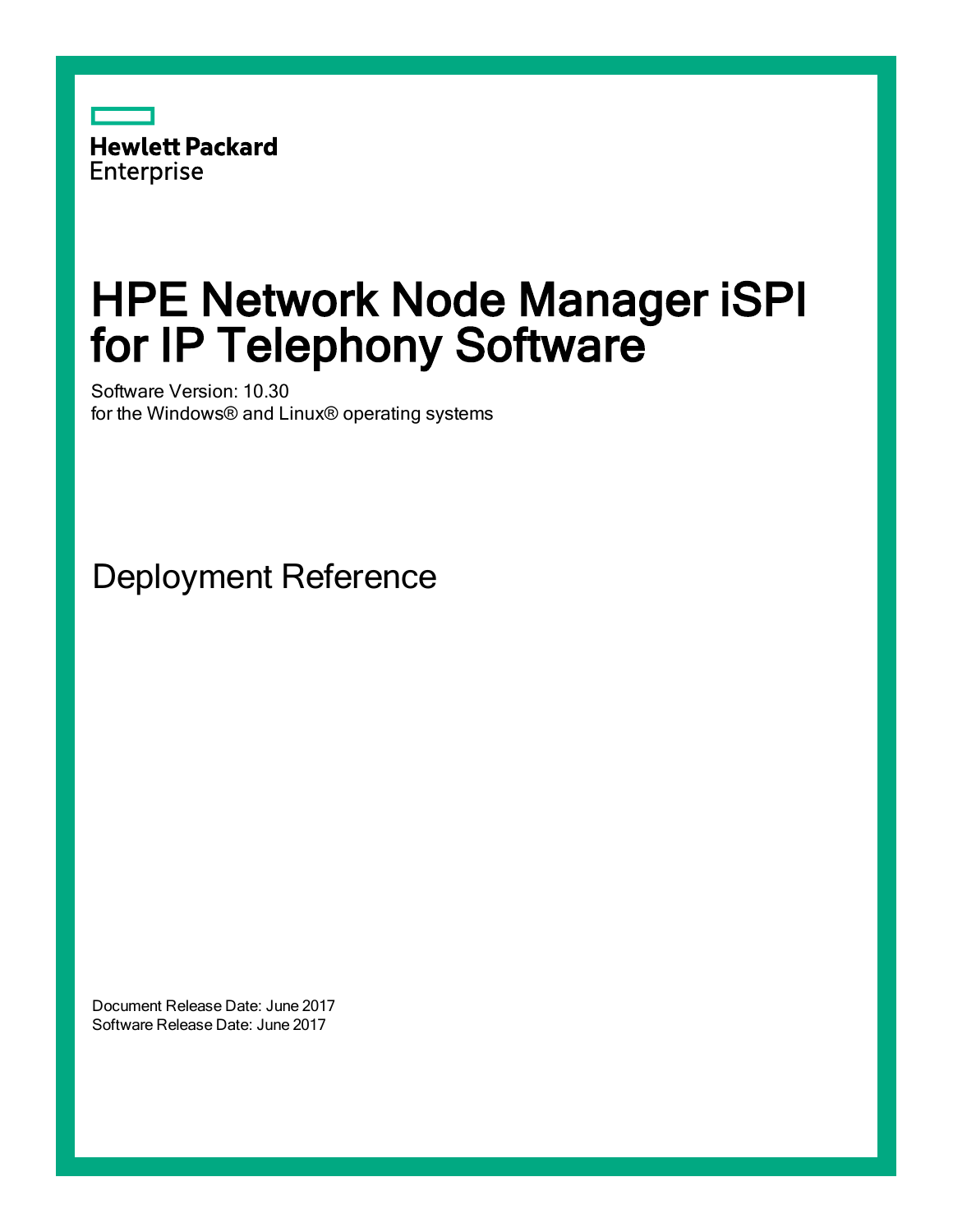Hewlett Packard Enterprise

# HPE Network Node Manager iSPI for IP Telephony Software

Software Version: 10.30
for the Windows® and Linux® operating systems

## Deployment Reference

Document Release Date: June 2017
Software Release Date: June 2017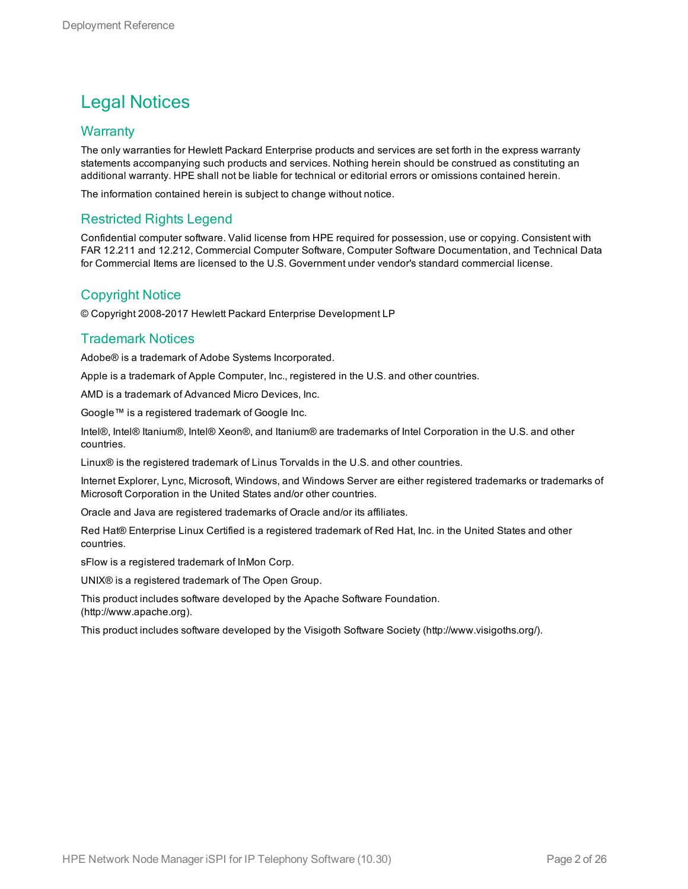# Legal Notices

## Warranty

The only warranties for Hewlett Packard Enterprise products and services are set forth in the express warranty statements accompanying such products and services. Nothing herein should be construed as constituting an additional warranty. HPE shall not be liable for technical or editorial errors or omissions contained herein.

The information contained herein is subject to change without notice.

## Restricted Rights Legend

Confidential computer software. Valid license from HPE required for possession, use or copying. Consistent with FAR 12.211 and 12.212, Commercial Computer Software, Computer Software Documentation, and Technical Data for Commercial Items are licensed to the U.S. Government under vendor's standard commercial license.

## Copyright Notice

© Copyright 2008-2017 Hewlett Packard Enterprise Development LP

## Trademark Notices

Adobe® is a trademark of Adobe Systems Incorporated.

Apple is a trademark of Apple Computer, Inc., registered in the U.S. and other countries.

AMD is a trademark of Advanced Micro Devices, Inc.

Google™ is a registered trademark of Google Inc.

Intel®, Intel® Itanium®, Intel® Xeon®, and Itanium® are trademarks of Intel Corporation in the U.S. and other countries.

Linux® is the registered trademark of Linus Torvalds in the U.S. and other countries.

Internet Explorer, Lync, Microsoft, Windows, and Windows Server are either registered trademarks or trademarks of Microsoft Corporation in the United States and/or other countries.

Oracle and Java are registered trademarks of Oracle and/or its affiliates.

Red Hat® Enterprise Linux Certified is a registered trademark of Red Hat, Inc. in the United States and other countries.

sFlow is a registered trademark of InMon Corp.

UNIX® is a registered trademark of The Open Group.

This product includes software developed by the Apache Software Foundation. (http://www.apache.org).

This product includes software developed by the Visigoth Software Society (http://www.visigoths.org/).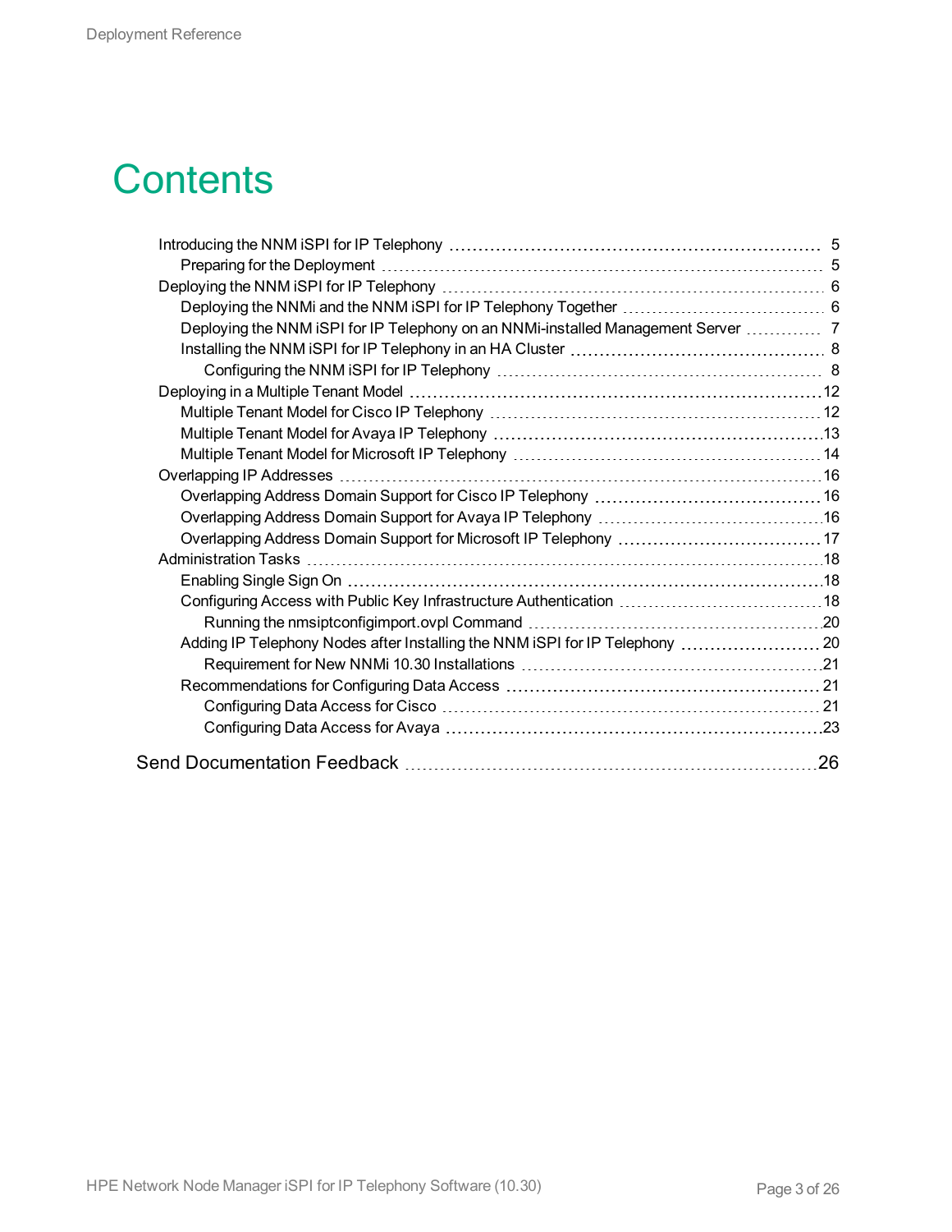# Contents

- Introducing the NNM iSPI for IP Telephony 5
  - Preparing for the Deployment 5
- Deploying the NNM iSPI for IP Telephony 6
  - Deploying the NNMi and the NNM iSPI for IP Telephony Together 6
  - Deploying the NNM iSPI for IP Telephony on an NNMi-installed Management Server 7
  - Installing the NNM iSPI for IP Telephony in an HA Cluster 8
    - Configuring the NNM iSPI for IP Telephony 8
- Deploying in a Multiple Tenant Model 12
  - Multiple Tenant Model for Cisco IP Telephony 12
  - Multiple Tenant Model for Avaya IP Telephony 13
  - Multiple Tenant Model for Microsoft IP Telephony 14
- Overlapping IP Addresses 16
  - Overlapping Address Domain Support for Cisco IP Telephony 16
  - Overlapping Address Domain Support for Avaya IP Telephony 16
  - Overlapping Address Domain Support for Microsoft IP Telephony 17
- Administration Tasks 18
  - Enabling Single Sign On 18
  - Configuring Access with Public Key Infrastructure Authentication 18
    - Running the nmsiptconfigimport.ovpl Command 20
  - Adding IP Telephony Nodes after Installing the NNM iSPI for IP Telephony 20
    - Requirement for New NNMi 10.30 Installations 21
  - Recommendations for Configuring Data Access 21
    - Configuring Data Access for Cisco 21
    - Configuring Data Access for Avaya 23

Send Documentation Feedback 26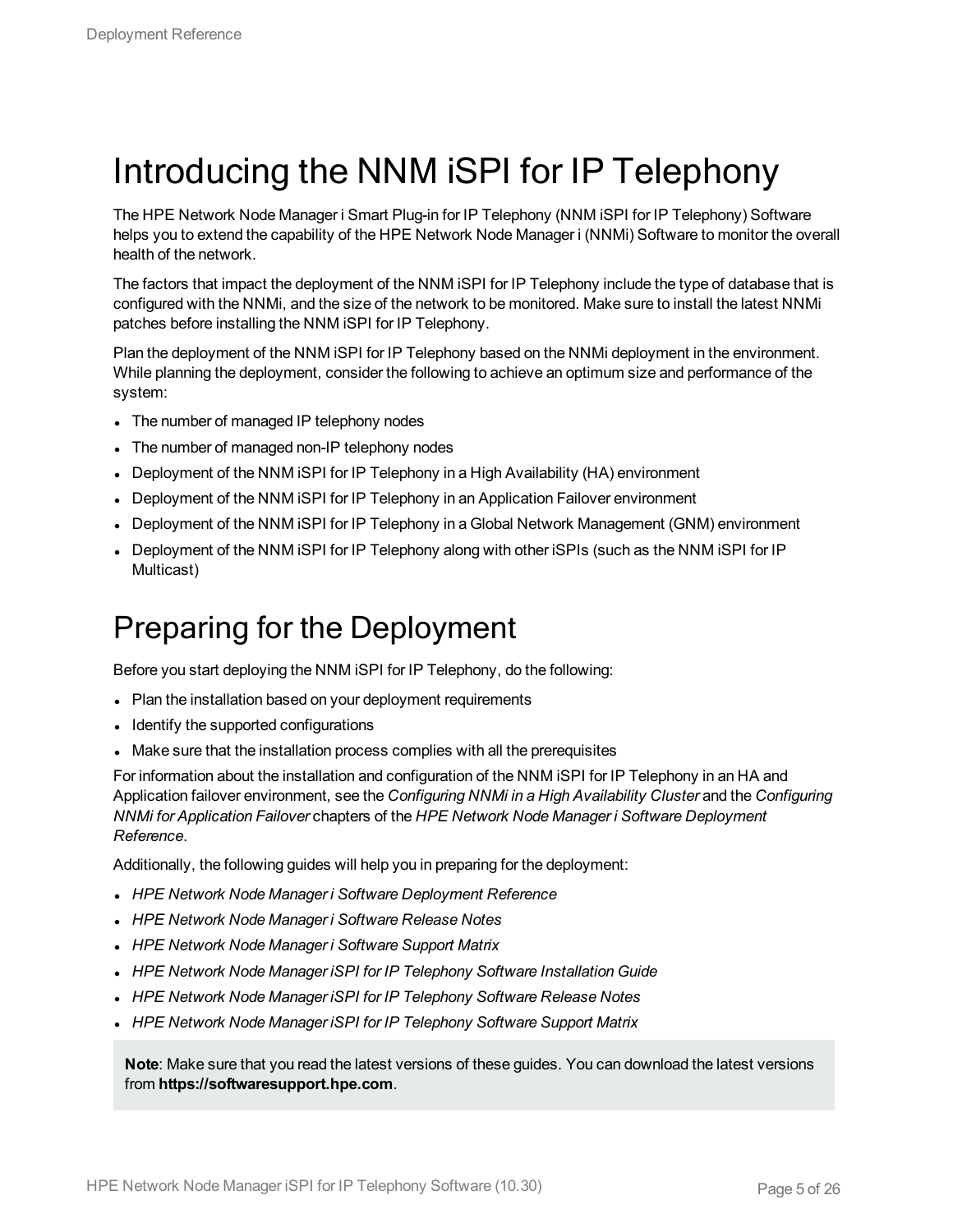# Introducing the NNM iSPI for IP Telephony

The HPE Network Node Manager i Smart Plug-in for IP Telephony (NNM iSPI for IP Telephony) Software helps you to extend the capability of the HPE Network Node Manager i (NNMi) Software to monitor the overall health of the network.

The factors that impact the deployment of the NNM iSPI for IP Telephony include the type of database that is configured with the NNMi, and the size of the network to be monitored. Make sure to install the latest NNMi patches before installing the NNM iSPI for IP Telephony.

Plan the deployment of the NNM iSPI for IP Telephony based on the NNMi deployment in the environment. While planning the deployment, consider the following to achieve an optimum size and performance of the system:

- The number of managed IP telephony nodes
- The number of managed non-IP telephony nodes
- Deployment of the NNM iSPI for IP Telephony in a High Availability (HA) environment
- Deployment of the NNM iSPI for IP Telephony in an Application Failover environment
- Deployment of the NNM iSPI for IP Telephony in a Global Network Management (GNM) environment
- Deployment of the NNM iSPI for IP Telephony along with other iSPIs (such as the NNM iSPI for IP Multicast)

# Preparing for the Deployment

Before you start deploying the NNM iSPI for IP Telephony, do the following:

- Plan the installation based on your deployment requirements
- Identify the supported configurations
- Make sure that the installation process complies with all the prerequisites

For information about the installation and configuration of the NNM iSPI for IP Telephony in an HA and Application failover environment, see the *Configuring NNMi in a High Availability Cluster* and the *Configuring NNMi for Application Failover* chapters of the *HPE Network Node Manager i Software Deployment Reference*.

Additionally, the following guides will help you in preparing for the deployment:

- *HPE Network Node Manager i Software Deployment Reference*
- *HPE Network Node Manager i Software Release Notes*
- *HPE Network Node Manager i Software Support Matrix*
- *HPE Network Node Manager iSPI for IP Telephony Software Installation Guide*
- *HPE Network Node Manager iSPI for IP Telephony Software Release Notes*
- *HPE Network Node Manager iSPI for IP Telephony Software Support Matrix*

**Note**: Make sure that you read the latest versions of these guides. You can download the latest versions from **https://softwaresupport.hpe.com**.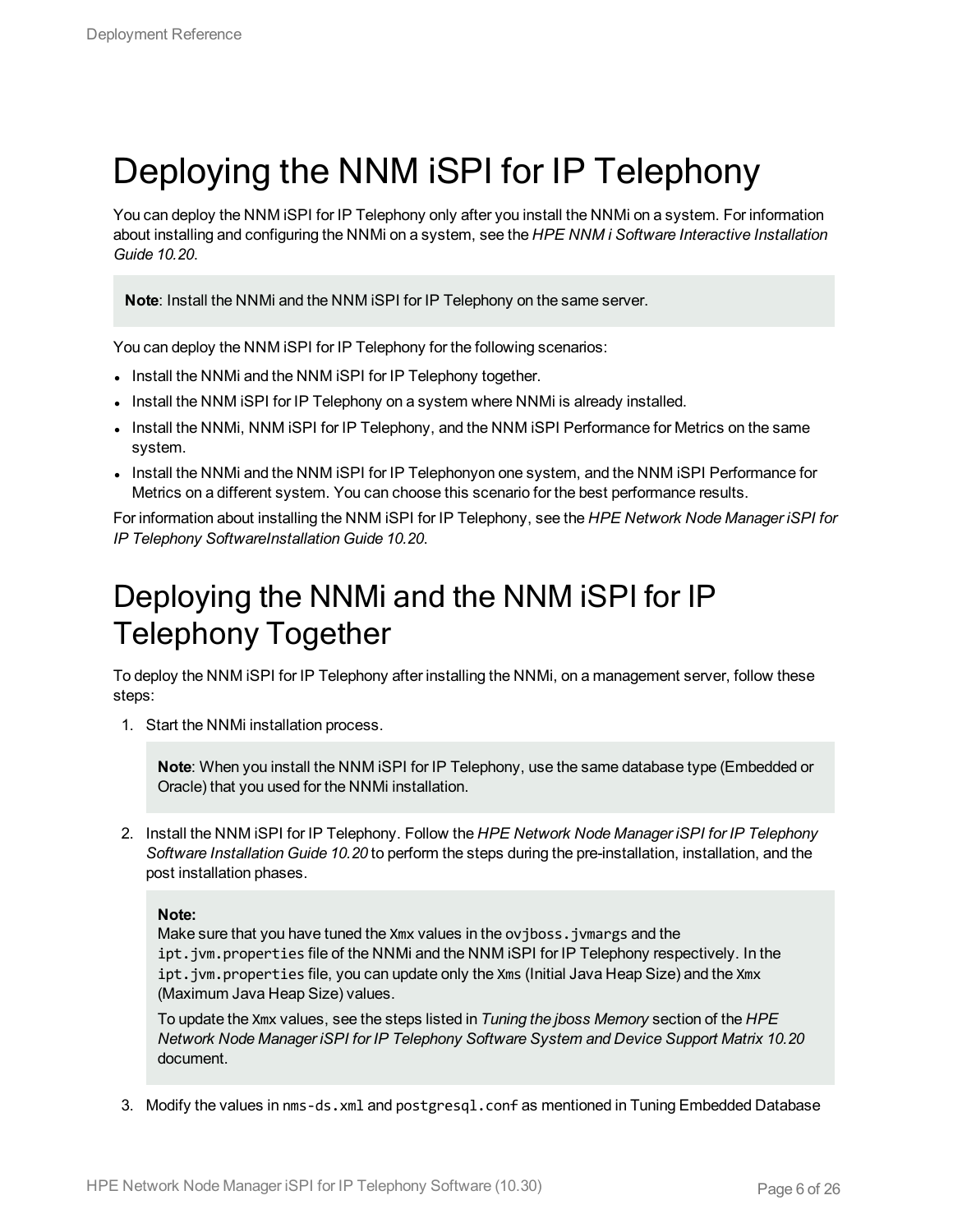# Deploying the NNM iSPI for IP Telephony

You can deploy the NNM iSPI for IP Telephony only after you install the NNMi on a system. For information about installing and configuring the NNMi on a system, see the *HPE NNM i Software Interactive Installation Guide 10.20*.

> **Note**: Install the NNMi and the NNM iSPI for IP Telephony on the same server.

You can deploy the NNM iSPI for IP Telephony for the following scenarios:

- Install the NNMi and the NNM iSPI for IP Telephony together.
- Install the NNM iSPI for IP Telephony on a system where NNMi is already installed.
- Install the NNMi, NNM iSPI for IP Telephony, and the NNM iSPI Performance for Metrics on the same system.
- Install the NNMi and the NNM iSPI for IP Telephonyon one system, and the NNM iSPI Performance for Metrics on a different system. You can choose this scenario for the best performance results.

For information about installing the NNM iSPI for IP Telephony, see the *HPE Network Node Manager iSPI for IP Telephony SoftwareInstallation Guide 10.20*.

## Deploying the NNMi and the NNM iSPI for IP Telephony Together

To deploy the NNM iSPI for IP Telephony after installing the NNMi, on a management server, follow these steps:

1. Start the NNMi installation process.

   > **Note**: When you install the NNM iSPI for IP Telephony, use the same database type (Embedded or Oracle) that you used for the NNMi installation.

2. Install the NNM iSPI for IP Telephony. Follow the *HPE Network Node Manager iSPI for IP Telephony Software Installation Guide 10.20* to perform the steps during the pre-installation, installation, and the post installation phases.

   > **Note:**
   > Make sure that you have tuned the `Xmx` values in the `ovjboss.jvmargs` and the `ipt.jvm.properties` file of the NNMi and the NNM iSPI for IP Telephony respectively. In the `ipt.jvm.properties` file, you can update only the `Xms` (Initial Java Heap Size) and the `Xmx` (Maximum Java Heap Size) values.
   >
   > To update the `Xmx` values, see the steps listed in *Tuning the jboss Memory* section of the *HPE Network Node Manager iSPI for IP Telephony Software System and Device Support Matrix 10.20* document.

3. Modify the values in `nms-ds.xml` and `postgresql.conf` as mentioned in Tuning Embedded Database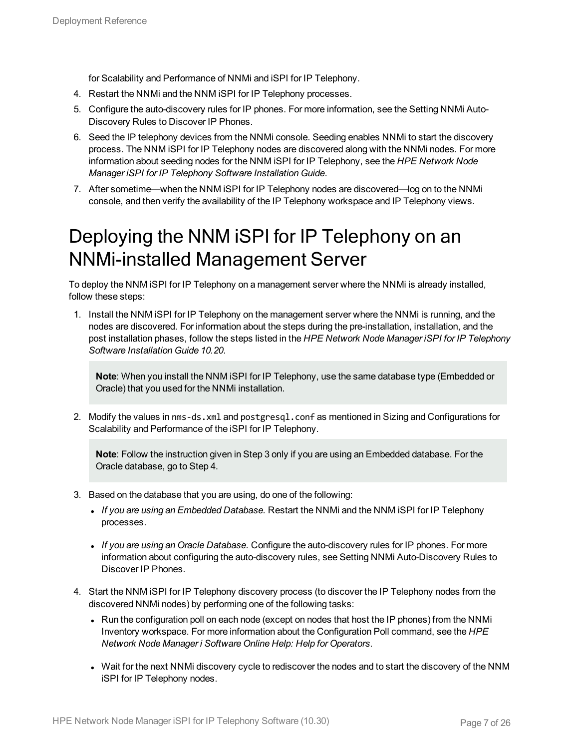for Scalability and Performance of NNMi and iSPI for IP Telephony.

4. Restart the NNMi and the NNM iSPI for IP Telephony processes.
5. Configure the auto-discovery rules for IP phones. For more information, see the Setting NNMi Auto-Discovery Rules to Discover IP Phones.
6. Seed the IP telephony devices from the NNMi console. Seeding enables NNMi to start the discovery process. The NNM iSPI for IP Telephony nodes are discovered along with the NNMi nodes. For more information about seeding nodes for the NNM iSPI for IP Telephony, see the *HPE Network Node Manager iSPI for IP Telephony Software Installation Guide*.
7. After sometime—when the NNM iSPI for IP Telephony nodes are discovered—log on to the NNMi console, and then verify the availability of the IP Telephony workspace and IP Telephony views.

# Deploying the NNM iSPI for IP Telephony on an NNMi-installed Management Server

To deploy the NNM iSPI for IP Telephony on a management server where the NNMi is already installed, follow these steps:

1. Install the NNM iSPI for IP Telephony on the management server where the NNMi is running, and the nodes are discovered. For information about the steps during the pre-installation, installation, and the post installation phases, follow the steps listed in the *HPE Network Node Manager iSPI for IP Telephony Software Installation Guide 10.20*.

   **Note**: When you install the NNM iSPI for IP Telephony, use the same database type (Embedded or Oracle) that you used for the NNMi installation.

2. Modify the values in `nms-ds.xml` and `postgresql.conf` as mentioned in Sizing and Configurations for Scalability and Performance of the iSPI for IP Telephony.

   **Note**: Follow the instruction given in Step 3 only if you are using an Embedded database. For the Oracle database, go to Step 4.

3. Based on the database that you are using, do one of the following:
   - *If you are using an Embedded Database.* Restart the NNMi and the NNM iSPI for IP Telephony processes.
   - *If you are using an Oracle Database.* Configure the auto-discovery rules for IP phones. For more information about configuring the auto-discovery rules, see Setting NNMi Auto-Discovery Rules to Discover IP Phones.

4. Start the NNM iSPI for IP Telephony discovery process (to discover the IP Telephony nodes from the discovered NNMi nodes) by performing one of the following tasks:
   - Run the configuration poll on each node (except on nodes that host the IP phones) from the NNMi Inventory workspace. For more information about the Configuration Poll command, see the *HPE Network Node Manager i Software Online Help: Help for Operators*.
   - Wait for the next NNMi discovery cycle to rediscover the nodes and to start the discovery of the NNM iSPI for IP Telephony nodes.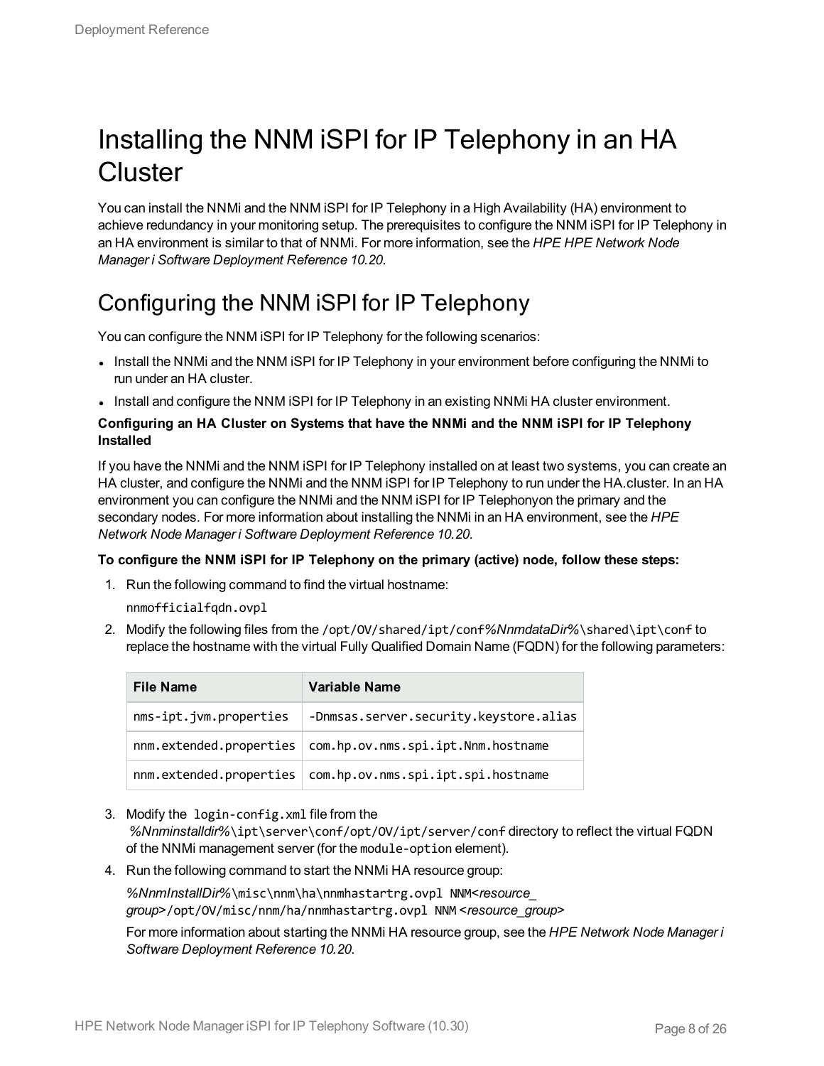# Installing the NNM iSPI for IP Telephony in an HA Cluster

You can install the NNMi and the NNM iSPI for IP Telephony in a High Availability (HA) environment to achieve redundancy in your monitoring setup. The prerequisites to configure the NNM iSPI for IP Telephony in an HA environment is similar to that of NNMi. For more information, see the *HPE HPE Network Node Manager i Software Deployment Reference 10.20*.

## Configuring the NNM iSPI for IP Telephony

You can configure the NNM iSPI for IP Telephony for the following scenarios:

- Install the NNMi and the NNM iSPI for IP Telephony in your environment before configuring the NNMi to run under an HA cluster.
- Install and configure the NNM iSPI for IP Telephony in an existing NNMi HA cluster environment.

**Configuring an HA Cluster on Systems that have the NNMi and the NNM iSPI for IP Telephony Installed**

If you have the NNMi and the NNM iSPI for IP Telephony installed on at least two systems, you can create an HA cluster, and configure the NNMi and the NNM iSPI for IP Telephony to run under the HA.cluster. In an HA environment you can configure the NNMi and the NNM iSPI for IP Telephonyon the primary and the secondary nodes. For more information about installing the NNMi in an HA environment, see the *HPE Network Node Manager i Software Deployment Reference 10.20*.

**To configure the NNM iSPI for IP Telephony on the primary (active) node, follow these steps:**

1. Run the following command to find the virtual hostname:

   `nnmofficialfqdn.ovpl`

2. Modify the following files from the `/opt/OV/shared/ipt/conf`*%NnmdataDir%*`\shared\ipt\conf` to replace the hostname with the virtual Fully Qualified Domain Name (FQDN) for the following parameters:

   | File Name | Variable Name |
   | --- | --- |
   | `nms-ipt.jvm.properties` | `-Dnmsas.server.security.keystore.alias` |
   | `nnm.extended.properties` | `com.hp.ov.nms.spi.ipt.Nnm.hostname` |
   | `nnm.extended.properties` | `com.hp.ov.nms.spi.ipt.spi.hostname` |

3. Modify the `login-config.xml` file from the *%Nnminstalldir%*`\ipt\server\conf/opt/OV/ipt/server/conf` directory to reflect the virtual FQDN of the NNMi management server (for the `module-option` element).

4. Run the following command to start the NNMi HA resource group:

   *%NnmInstallDir%*`\misc\nnm\ha\nnmhastartrg.ovpl NNM<`*resource_group*`>/opt/OV/misc/nnm/ha/nnmhastartrg.ovpl NNM <`*resource_group*`>`

   For more information about starting the NNMi HA resource group, see the *HPE Network Node Manager i Software Deployment Reference 10.20*.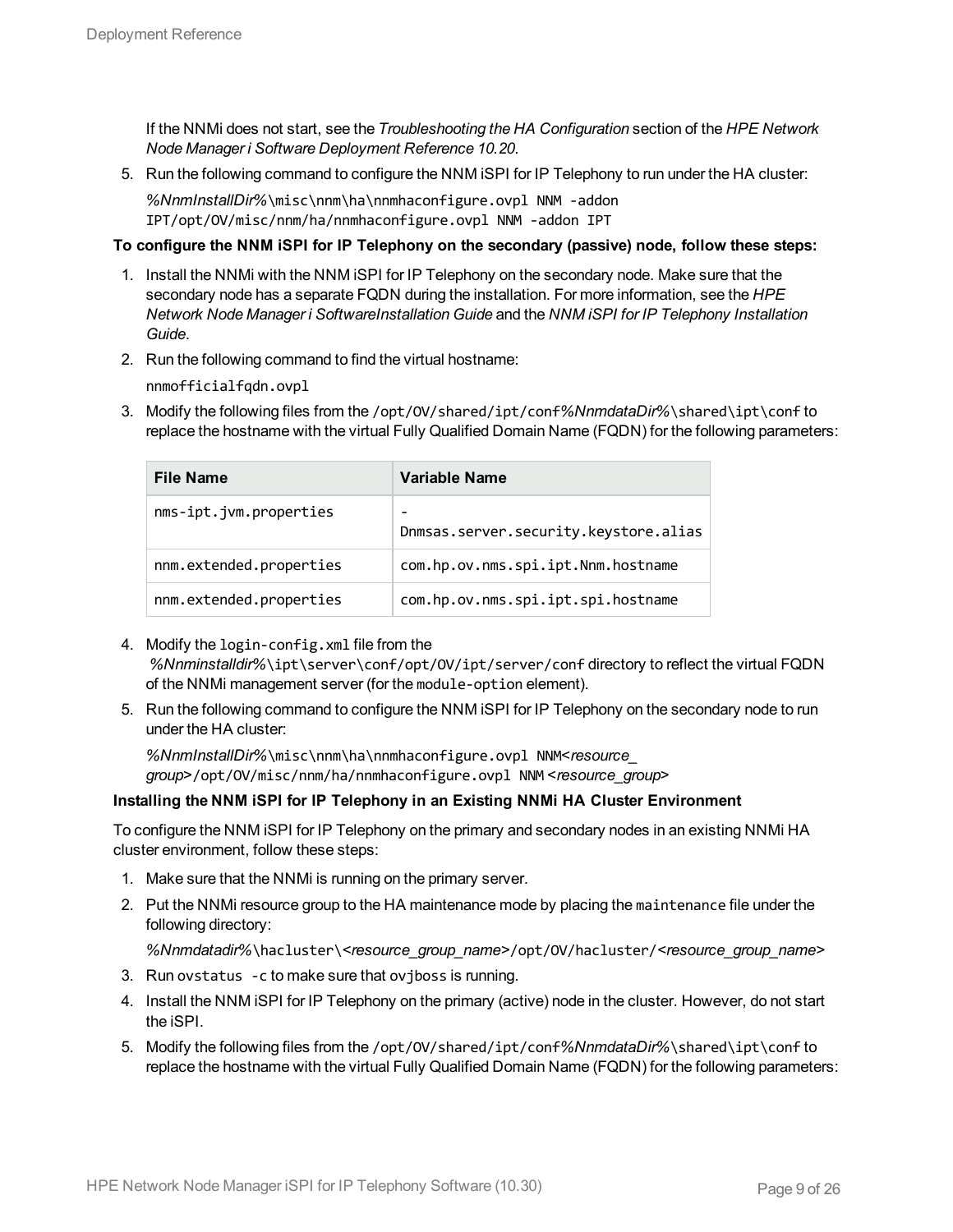If the NNMi does not start, see the *Troubleshooting the HA Configuration* section of the *HPE Network Node Manager i Software Deployment Reference 10.20*.

5. Run the following command to configure the NNM iSPI for IP Telephony to run under the HA cluster:

   *%NnmInstallDir%*`\misc\nnm\ha\nnmhaconfigure.ovpl NNM -addon IPT/opt/OV/misc/nnm/ha/nnmhaconfigure.ovpl NNM -addon IPT`

**To configure the NNM iSPI for IP Telephony on the secondary (passive) node, follow these steps:**

1. Install the NNMi with the NNM iSPI for IP Telephony on the secondary node. Make sure that the secondary node has a separate FQDN during the installation. For more information, see the *HPE Network Node Manager i SoftwareInstallation Guide* and the *NNM iSPI for IP Telephony Installation Guide*.
2. Run the following command to find the virtual hostname:

   `nnmofficialfqdn.ovpl`
3. Modify the following files from the `/opt/OV/shared/ipt/conf`*%NnmdataDir%*`\shared\ipt\conf` to replace the hostname with the virtual Fully Qualified Domain Name (FQDN) for the following parameters:

| File Name | Variable Name |
|---|---|
| nms-ipt.jvm.properties | -Dnmsas.server.security.keystore.alias |
| nnm.extended.properties | com.hp.ov.nms.spi.ipt.Nnm.hostname |
| nnm.extended.properties | com.hp.ov.nms.spi.ipt.spi.hostname |

4. Modify the `login-config.xml` file from the *%Nnminstalldir%*`\ipt\server\conf/opt/OV/ipt/server/conf` directory to reflect the virtual FQDN of the NNMi management server (for the `module-option` element).
5. Run the following command to configure the NNM iSPI for IP Telephony on the secondary node to run under the HA cluster:

   *%NnmInstallDir%*`\misc\nnm\ha\nnmhaconfigure.ovpl NNM`<*resource_group*>`/opt/OV/misc/nnm/ha/nnmhaconfigure.ovpl NNM` <*resource_group*>

**Installing the NNM iSPI for IP Telephony in an Existing NNMi HA Cluster Environment**

To configure the NNM iSPI for IP Telephony on the primary and secondary nodes in an existing NNMi HA cluster environment, follow these steps:

1. Make sure that the NNMi is running on the primary server.
2. Put the NNMi resource group to the HA maintenance mode by placing the `maintenance` file under the following directory:

   *%Nnmdatadir%*`\hacluster\`<*resource_group_name*>`/opt/OV/hacluster/`<*resource_group_name*>
3. Run `ovstatus -c` to make sure that `ovjboss` is running.
4. Install the NNM iSPI for IP Telephony on the primary (active) node in the cluster. However, do not start the iSPI.
5. Modify the following files from the `/opt/OV/shared/ipt/conf`*%NnmdataDir%*`\shared\ipt\conf` to replace the hostname with the virtual Fully Qualified Domain Name (FQDN) for the following parameters: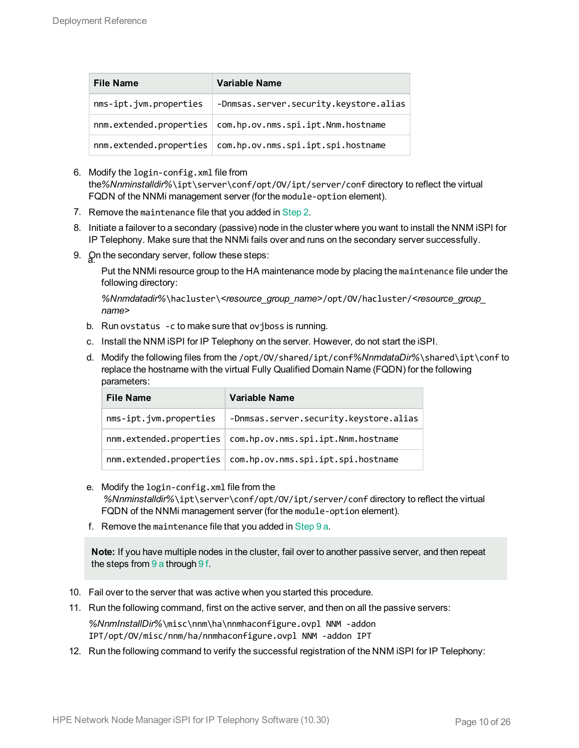| File Name | Variable Name |
|---|---|
| `nms-ipt.jvm.properties` | `-Dnmsas.server.security.keystore.alias` |
| `nnm.extended.properties` | `com.hp.ov.nms.spi.ipt.Nnm.hostname` |
| `nnm.extended.properties` | `com.hp.ov.nms.spi.ipt.spi.hostname` |

6. Modify the `login-config.xml` file from the *%Nnminstalldir%*`\ipt\server\conf/opt/OV/ipt/server/conf` directory to reflect the virtual FQDN of the NNMi management server (for the `module-option` element).
7. Remove the `maintenance` file that you added in Step 2.
8. Initiate a failover to a secondary (passive) node in the cluster where you want to install the NNM iSPI for IP Telephony. Make sure that the NNMi fails over and runs on the secondary server successfully.
9. On the secondary server, follow these steps:
   a. Put the NNMi resource group to the HA maintenance mode by placing the `maintenance` file under the following directory:

      *%Nnmdatadir%*`\hacluster\`*<resource_group_name>*`/opt/OV/hacluster/`*<resource_group_name>*
   b. Run `ovstatus -c` to make sure that `ovjboss` is running.
   c. Install the NNM iSPI for IP Telephony on the server. However, do not start the iSPI.
   d. Modify the following files from the `/opt/OV/shared/ipt/conf`*%NnmdataDir%*`\shared\ipt\conf` to replace the hostname with the virtual Fully Qualified Domain Name (FQDN) for the following parameters:

      | File Name | Variable Name |
      |---|---|
      | `nms-ipt.jvm.properties` | `-Dnmsas.server.security.keystore.alias` |
      | `nnm.extended.properties` | `com.hp.ov.nms.spi.ipt.Nnm.hostname` |
      | `nnm.extended.properties` | `com.hp.ov.nms.spi.ipt.spi.hostname` |

   e. Modify the `login-config.xml` file from the *%Nnminstalldir%*`\ipt\server\conf/opt/OV/ipt/server/conf` directory to reflect the virtual FQDN of the NNMi management server (for the `module-option` element).
   f. Remove the `maintenance` file that you added in Step 9 a.

   > **Note:** If you have multiple nodes in the cluster, fail over to another passive server, and then repeat the steps from 9 a through 9 f.

10. Fail over to the server that was active when you started this procedure.
11. Run the following command, first on the active server, and then on all the passive servers:

    *%NnmInstallDir%*`\misc\nnm\ha\nnmhaconfigure.ovpl NNM -addon IPT/opt/OV/misc/nnm/ha/nnmhaconfigure.ovpl NNM -addon IPT`
12. Run the following command to verify the successful registration of the NNM iSPI for IP Telephony: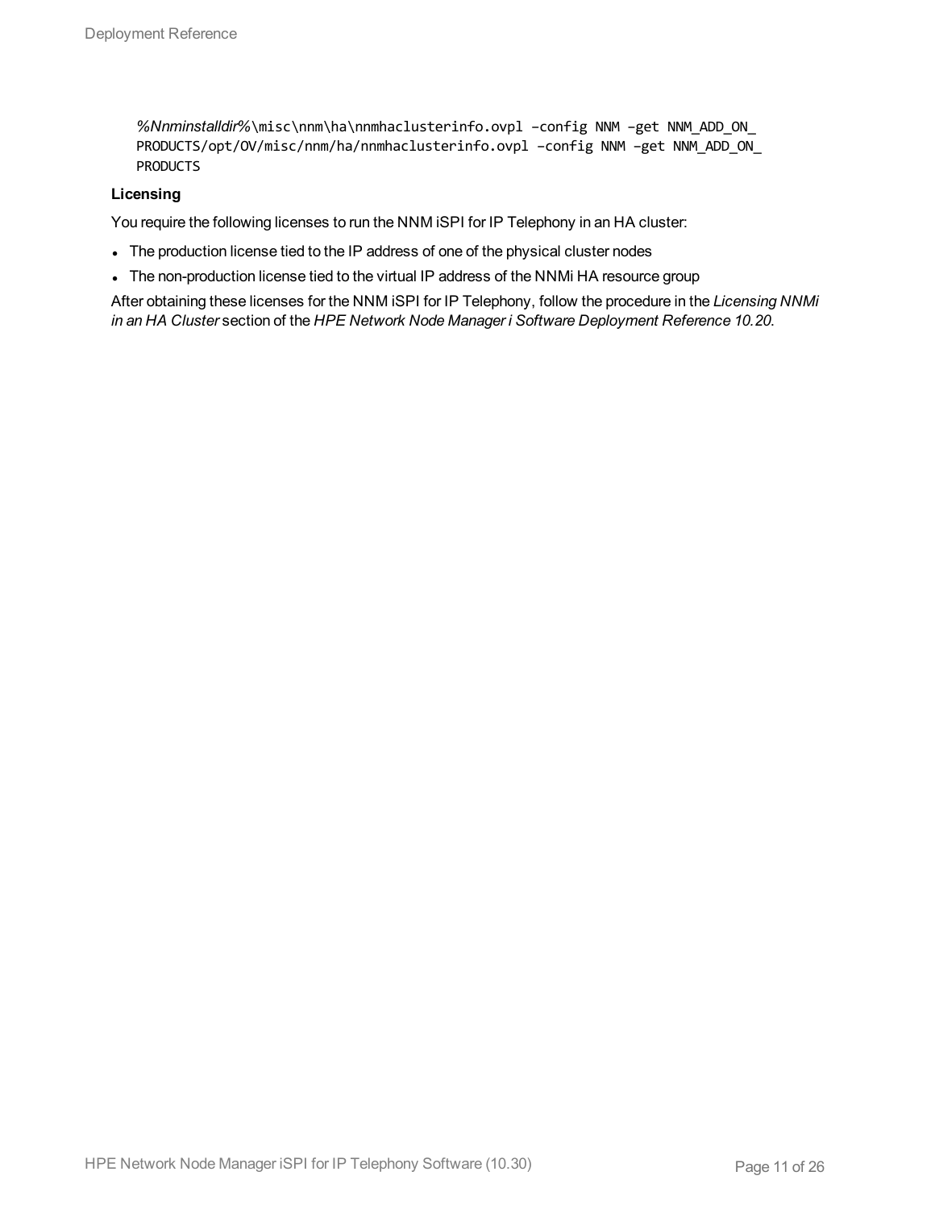```
%Nnminstalldir%\misc\nnm\ha\nnmhaclusterinfo.ovpl –config NNM –get NNM_ADD_ON_
PRODUCTS/opt/OV/misc/nnm/ha/nnmhaclusterinfo.ovpl –config NNM –get NNM_ADD_ON_
PRODUCTS
```

**Licensing**

You require the following licenses to run the NNM iSPI for IP Telephony in an HA cluster:

- The production license tied to the IP address of one of the physical cluster nodes
- The non-production license tied to the virtual IP address of the NNMi HA resource group

After obtaining these licenses for the NNM iSPI for IP Telephony, follow the procedure in the *Licensing NNMi in an HA Cluster* section of the *HPE Network Node Manager i Software Deployment Reference 10.20*.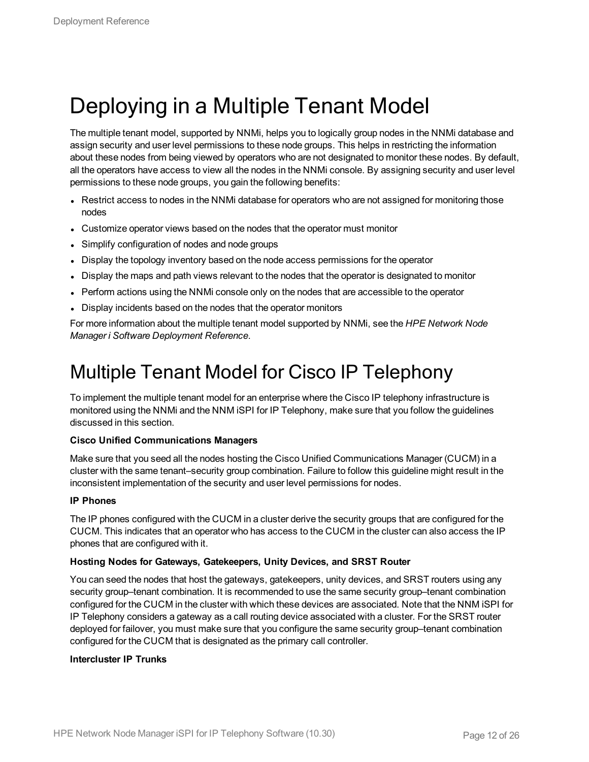# Deploying in a Multiple Tenant Model

The multiple tenant model, supported by NNMi, helps you to logically group nodes in the NNMi database and assign security and user level permissions to these node groups. This helps in restricting the information about these nodes from being viewed by operators who are not designated to monitor these nodes. By default, all the operators have access to view all the nodes in the NNMi console. By assigning security and user level permissions to these node groups, you gain the following benefits:

- Restrict access to nodes in the NNMi database for operators who are not assigned for monitoring those nodes
- Customize operator views based on the nodes that the operator must monitor
- Simplify configuration of nodes and node groups
- Display the topology inventory based on the node access permissions for the operator
- Display the maps and path views relevant to the nodes that the operator is designated to monitor
- Perform actions using the NNMi console only on the nodes that are accessible to the operator
- Display incidents based on the nodes that the operator monitors

For more information about the multiple tenant model supported by NNMi, see the *HPE Network Node Manager i Software Deployment Reference*.

# Multiple Tenant Model for Cisco IP Telephony

To implement the multiple tenant model for an enterprise where the Cisco IP telephony infrastructure is monitored using the NNMi and the NNM iSPI for IP Telephony, make sure that you follow the guidelines discussed in this section.

**Cisco Unified Communications Managers**

Make sure that you seed all the nodes hosting the Cisco Unified Communications Manager (CUCM) in a cluster with the same tenant–security group combination. Failure to follow this guideline might result in the inconsistent implementation of the security and user level permissions for nodes.

**IP Phones**

The IP phones configured with the CUCM in a cluster derive the security groups that are configured for the CUCM. This indicates that an operator who has access to the CUCM in the cluster can also access the IP phones that are configured with it.

**Hosting Nodes for Gateways, Gatekeepers, Unity Devices, and SRST Router**

You can seed the nodes that host the gateways, gatekeepers, unity devices, and SRST routers using any security group–tenant combination. It is recommended to use the same security group–tenant combination configured for the CUCM in the cluster with which these devices are associated. Note that the NNM iSPI for IP Telephony considers a gateway as a call routing device associated with a cluster. For the SRST router deployed for failover, you must make sure that you configure the same security group–tenant combination configured for the CUCM that is designated as the primary call controller.

**Intercluster IP Trunks**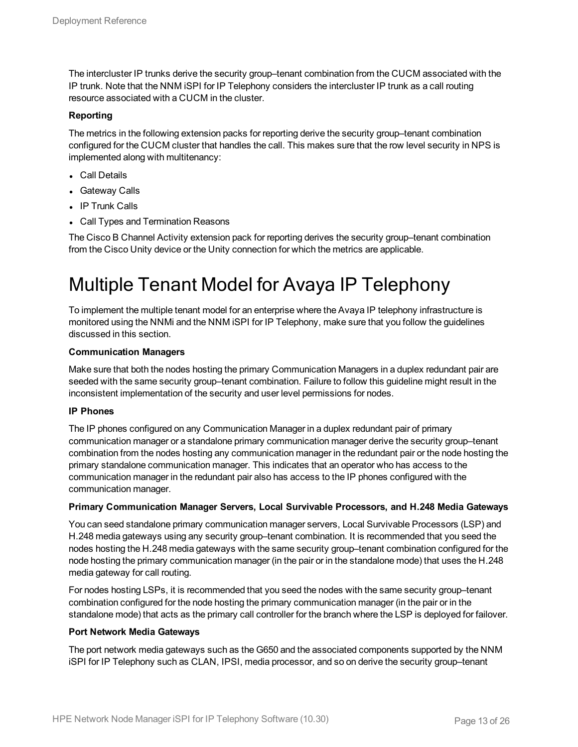The intercluster IP trunks derive the security group–tenant combination from the CUCM associated with the IP trunk. Note that the NNM iSPI for IP Telephony considers the intercluster IP trunk as a call routing resource associated with a CUCM in the cluster.

**Reporting**

The metrics in the following extension packs for reporting derive the security group–tenant combination configured for the CUCM cluster that handles the call. This makes sure that the row level security in NPS is implemented along with multitenancy:

- Call Details
- Gateway Calls
- IP Trunk Calls
- Call Types and Termination Reasons

The Cisco B Channel Activity extension pack for reporting derives the security group–tenant combination from the Cisco Unity device or the Unity connection for which the metrics are applicable.

# Multiple Tenant Model for Avaya IP Telephony

To implement the multiple tenant model for an enterprise where the Avaya IP telephony infrastructure is monitored using the NNMi and the NNM iSPI for IP Telephony, make sure that you follow the guidelines discussed in this section.

**Communication Managers**

Make sure that both the nodes hosting the primary Communication Managers in a duplex redundant pair are seeded with the same security group–tenant combination. Failure to follow this guideline might result in the inconsistent implementation of the security and user level permissions for nodes.

**IP Phones**

The IP phones configured on any Communication Manager in a duplex redundant pair of primary communication manager or a standalone primary communication manager derive the security group–tenant combination from the nodes hosting any communication manager in the redundant pair or the node hosting the primary standalone communication manager. This indicates that an operator who has access to the communication manager in the redundant pair also has access to the IP phones configured with the communication manager.

**Primary Communication Manager Servers, Local Survivable Processors, and H.248 Media Gateways**

You can seed standalone primary communication manager servers, Local Survivable Processors (LSP) and H.248 media gateways using any security group–tenant combination. It is recommended that you seed the nodes hosting the H.248 media gateways with the same security group–tenant combination configured for the node hosting the primary communication manager (in the pair or in the standalone mode) that uses the H.248 media gateway for call routing.

For nodes hosting LSPs, it is recommended that you seed the nodes with the same security group–tenant combination configured for the node hosting the primary communication manager (in the pair or in the standalone mode) that acts as the primary call controller for the branch where the LSP is deployed for failover.

**Port Network Media Gateways**

The port network media gateways such as the G650 and the associated components supported by the NNM iSPI for IP Telephony such as CLAN, IPSI, media processor, and so on derive the security group–tenant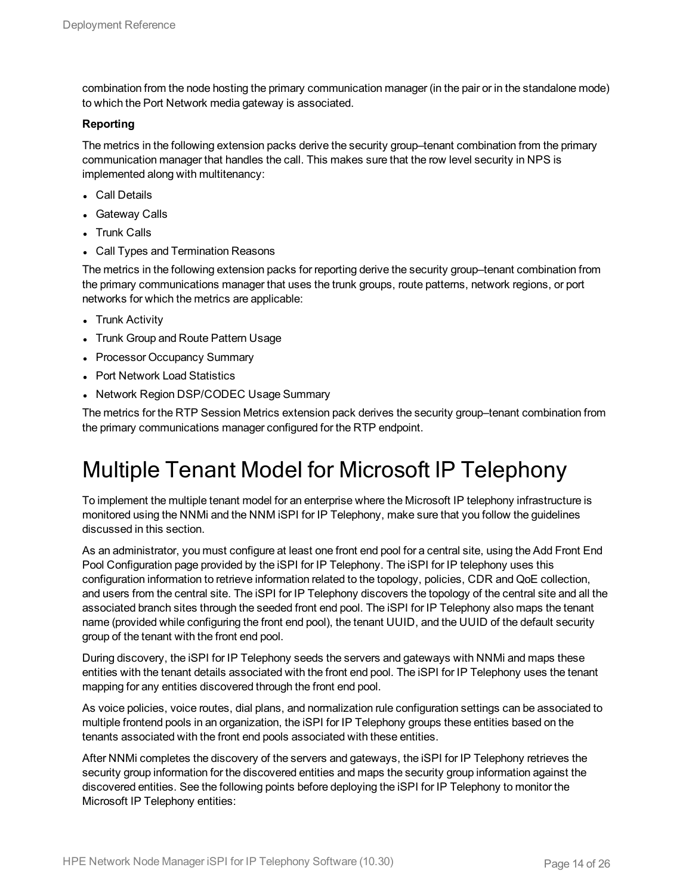combination from the node hosting the primary communication manager (in the pair or in the standalone mode) to which the Port Network media gateway is associated.

**Reporting**

The metrics in the following extension packs derive the security group–tenant combination from the primary communication manager that handles the call. This makes sure that the row level security in NPS is implemented along with multitenancy:

- Call Details
- Gateway Calls
- Trunk Calls
- Call Types and Termination Reasons

The metrics in the following extension packs for reporting derive the security group–tenant combination from the primary communications manager that uses the trunk groups, route patterns, network regions, or port networks for which the metrics are applicable:

- Trunk Activity
- Trunk Group and Route Pattern Usage
- Processor Occupancy Summary
- Port Network Load Statistics
- Network Region DSP/CODEC Usage Summary

The metrics for the RTP Session Metrics extension pack derives the security group–tenant combination from the primary communications manager configured for the RTP endpoint.

# Multiple Tenant Model for Microsoft IP Telephony

To implement the multiple tenant model for an enterprise where the Microsoft IP telephony infrastructure is monitored using the NNMi and the NNM iSPI for IP Telephony, make sure that you follow the guidelines discussed in this section.

As an administrator, you must configure at least one front end pool for a central site, using the Add Front End Pool Configuration page provided by the iSPI for IP Telephony. The iSPI for IP telephony uses this configuration information to retrieve information related to the topology, policies, CDR and QoE collection, and users from the central site. The iSPI for IP Telephony discovers the topology of the central site and all the associated branch sites through the seeded front end pool. The iSPI for IP Telephony also maps the tenant name (provided while configuring the front end pool), the tenant UUID, and the UUID of the default security group of the tenant with the front end pool.

During discovery, the iSPI for IP Telephony seeds the servers and gateways with NNMi and maps these entities with the tenant details associated with the front end pool. The iSPI for IP Telephony uses the tenant mapping for any entities discovered through the front end pool.

As voice policies, voice routes, dial plans, and normalization rule configuration settings can be associated to multiple frontend pools in an organization, the iSPI for IP Telephony groups these entities based on the tenants associated with the front end pools associated with these entities.

After NNMi completes the discovery of the servers and gateways, the iSPI for IP Telephony retrieves the security group information for the discovered entities and maps the security group information against the discovered entities. See the following points before deploying the iSPI for IP Telephony to monitor the Microsoft IP Telephony entities: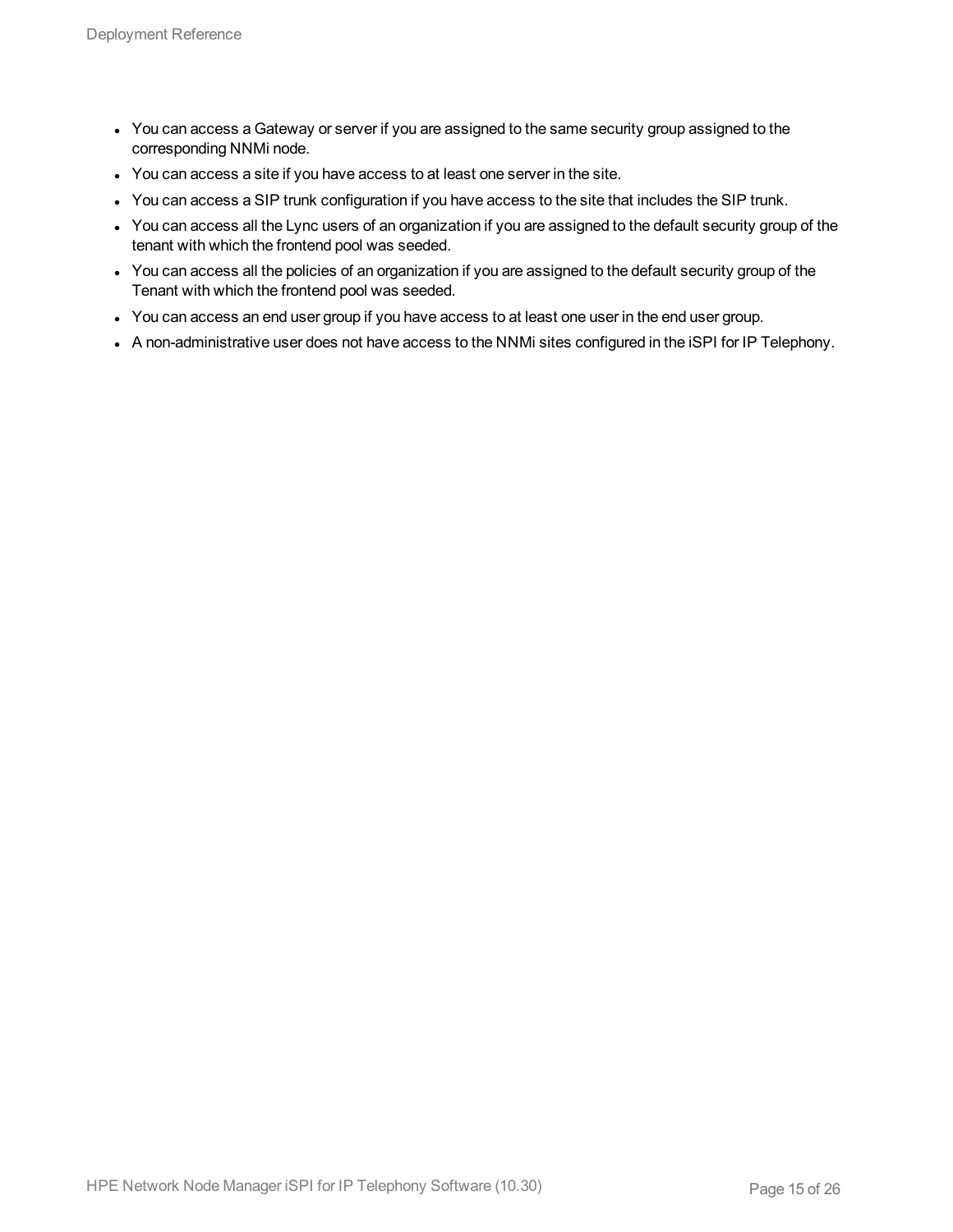- You can access a Gateway or server if you are assigned to the same security group assigned to the corresponding NNMi node.
- You can access a site if you have access to at least one server in the site.
- You can access a SIP trunk configuration if you have access to the site that includes the SIP trunk.
- You can access all the Lync users of an organization if you are assigned to the default security group of the tenant with which the frontend pool was seeded.
- You can access all the policies of an organization if you are assigned to the default security group of the Tenant with which the frontend pool was seeded.
- You can access an end user group if you have access to at least one user in the end user group.
- A non-administrative user does not have access to the NNMi sites configured in the iSPI for IP Telephony.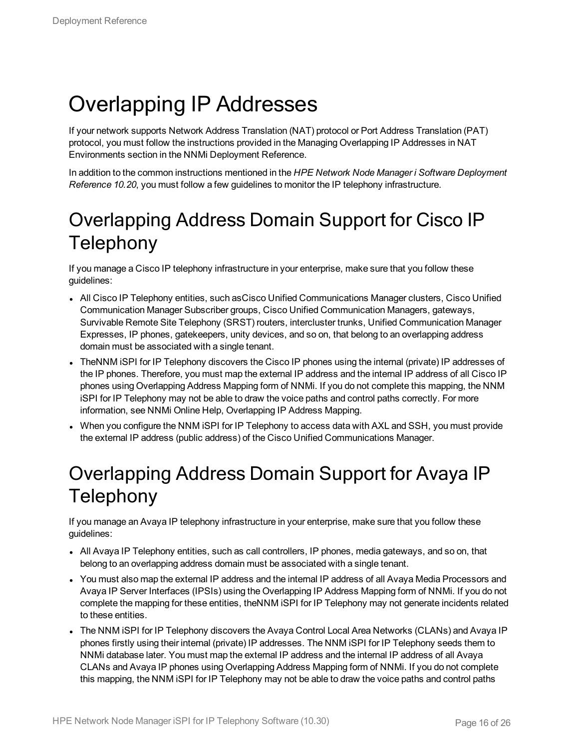# Overlapping IP Addresses

If your network supports Network Address Translation (NAT) protocol or Port Address Translation (PAT) protocol, you must follow the instructions provided in the Managing Overlapping IP Addresses in NAT Environments section in the NNMi Deployment Reference.

In addition to the common instructions mentioned in the *HPE Network Node Manager i Software Deployment Reference 10.20*, you must follow a few guidelines to monitor the IP telephony infrastructure.

## Overlapping Address Domain Support for Cisco IP Telephony

If you manage a Cisco IP telephony infrastructure in your enterprise, make sure that you follow these guidelines:

- All Cisco IP Telephony entities, such asCisco Unified Communications Manager clusters, Cisco Unified Communication Manager Subscriber groups, Cisco Unified Communication Managers, gateways, Survivable Remote Site Telephony (SRST) routers, intercluster trunks, Unified Communication Manager Expresses, IP phones, gatekeepers, unity devices, and so on, that belong to an overlapping address domain must be associated with a single tenant.
- TheNNM iSPI for IP Telephony discovers the Cisco IP phones using the internal (private) IP addresses of the IP phones. Therefore, you must map the external IP address and the internal IP address of all Cisco IP phones using Overlapping Address Mapping form of NNMi. If you do not complete this mapping, the NNM iSPI for IP Telephony may not be able to draw the voice paths and control paths correctly. For more information, see NNMi Online Help, Overlapping IP Address Mapping.
- When you configure the NNM iSPI for IP Telephony to access data with AXL and SSH, you must provide the external IP address (public address) of the Cisco Unified Communications Manager.

## Overlapping Address Domain Support for Avaya IP Telephony

If you manage an Avaya IP telephony infrastructure in your enterprise, make sure that you follow these guidelines:

- All Avaya IP Telephony entities, such as call controllers, IP phones, media gateways, and so on, that belong to an overlapping address domain must be associated with a single tenant.
- You must also map the external IP address and the internal IP address of all Avaya Media Processors and Avaya IP Server Interfaces (IPSIs) using the Overlapping IP Address Mapping form of NNMi. If you do not complete the mapping for these entities, theNNM iSPI for IP Telephony may not generate incidents related to these entities.
- The NNM iSPI for IP Telephony discovers the Avaya Control Local Area Networks (CLANs) and Avaya IP phones firstly using their internal (private) IP addresses. The NNM iSPI for IP Telephony seeds them to NNMi database later. You must map the external IP address and the internal IP address of all Avaya CLANs and Avaya IP phones using Overlapping Address Mapping form of NNMi. If you do not complete this mapping, the NNM iSPI for IP Telephony may not be able to draw the voice paths and control paths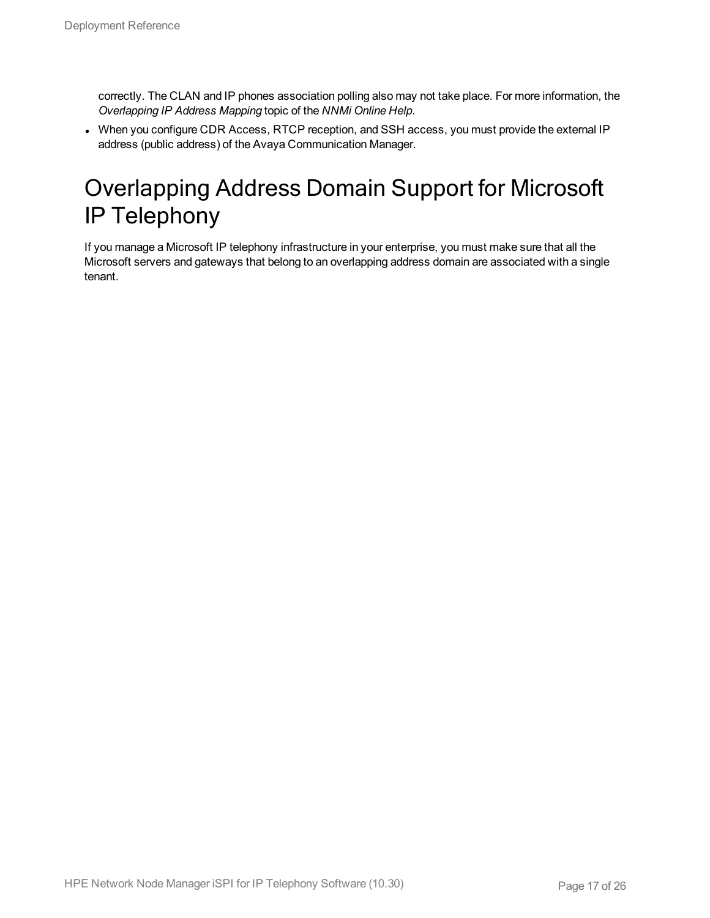correctly. The CLAN and IP phones association polling also may not take place. For more information, the *Overlapping IP Address Mapping* topic of the *NNMi Online Help*.

- When you configure CDR Access, RTCP reception, and SSH access, you must provide the external IP address (public address) of the Avaya Communication Manager.

# Overlapping Address Domain Support for Microsoft IP Telephony

If you manage a Microsoft IP telephony infrastructure in your enterprise, you must make sure that all the Microsoft servers and gateways that belong to an overlapping address domain are associated with a single tenant.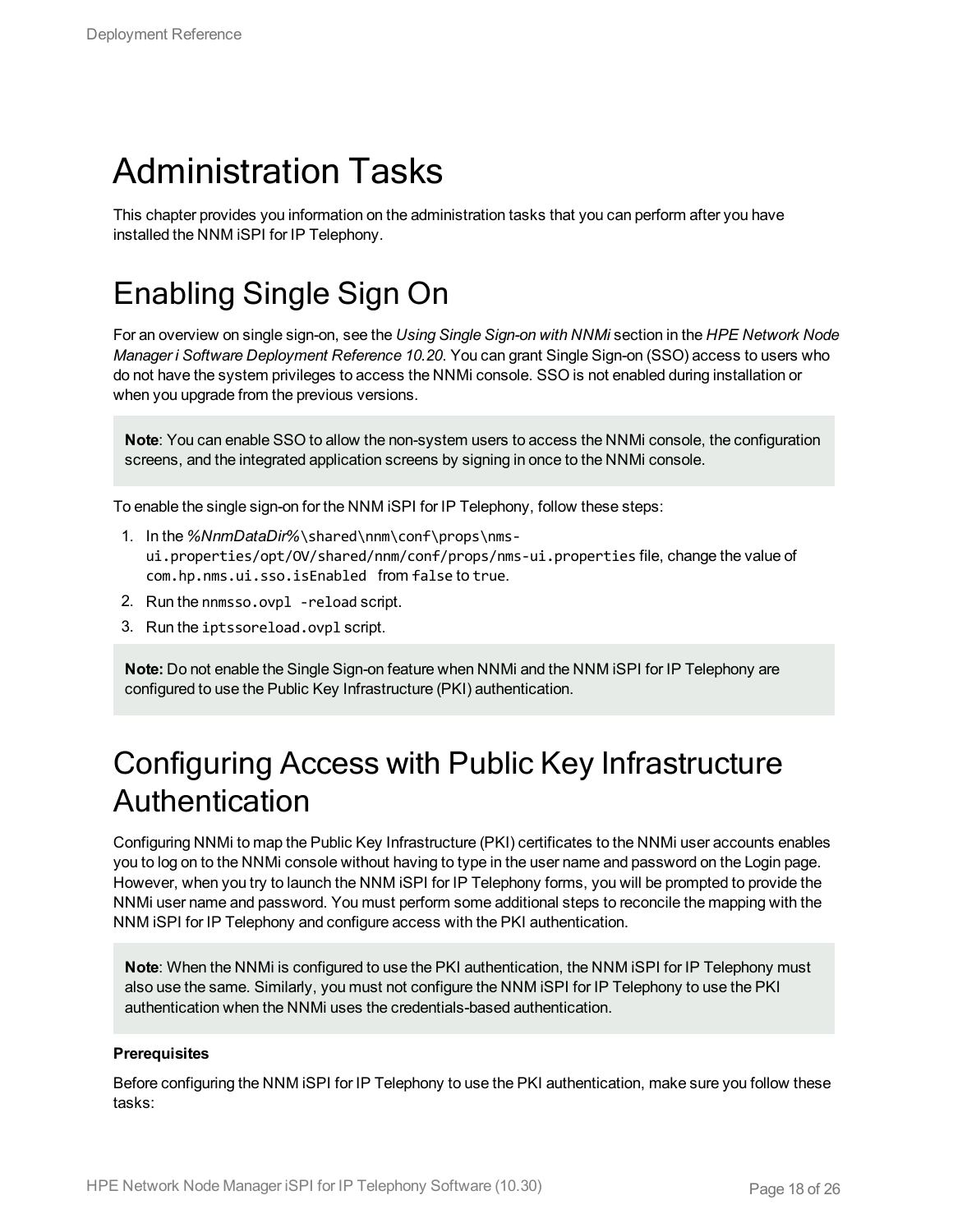# Administration Tasks

This chapter provides you information on the administration tasks that you can perform after you have installed the NNM iSPI for IP Telephony.

# Enabling Single Sign On

For an overview on single sign-on, see the *Using Single Sign-on with NNMi* section in the *HPE Network Node Manager i Software Deployment Reference 10.20*. You can grant Single Sign-on (SSO) access to users who do not have the system privileges to access the NNMi console. SSO is not enabled during installation or when you upgrade from the previous versions.

> **Note**: You can enable SSO to allow the non-system users to access the NNMi console, the configuration screens, and the integrated application screens by signing in once to the NNMi console.

To enable the single sign-on for the NNM iSPI for IP Telephony, follow these steps:

1. In the *%NnmDataDir%*`\shared\nnm\conf\props\nms-ui.properties/opt/OV/shared/nnm/conf/props/nms-ui.properties` file, change the value of `com.hp.nms.ui.sso.isEnabled` from `false` to `true`.
2. Run the `nnmsso.ovpl -reload` script.
3. Run the `iptssoreload.ovpl` script.

> **Note:** Do not enable the Single Sign-on feature when NNMi and the NNM iSPI for IP Telephony are configured to use the Public Key Infrastructure (PKI) authentication.

# Configuring Access with Public Key Infrastructure Authentication

Configuring NNMi to map the Public Key Infrastructure (PKI) certificates to the NNMi user accounts enables you to log on to the NNMi console without having to type in the user name and password on the Login page. However, when you try to launch the NNM iSPI for IP Telephony forms, you will be prompted to provide the NNMi user name and password. You must perform some additional steps to reconcile the mapping with the NNM iSPI for IP Telephony and configure access with the PKI authentication.

> **Note**: When the NNMi is configured to use the PKI authentication, the NNM iSPI for IP Telephony must also use the same. Similarly, you must not configure the NNM iSPI for IP Telephony to use the PKI authentication when the NNMi uses the credentials-based authentication.

**Prerequisites**

Before configuring the NNM iSPI for IP Telephony to use the PKI authentication, make sure you follow these tasks: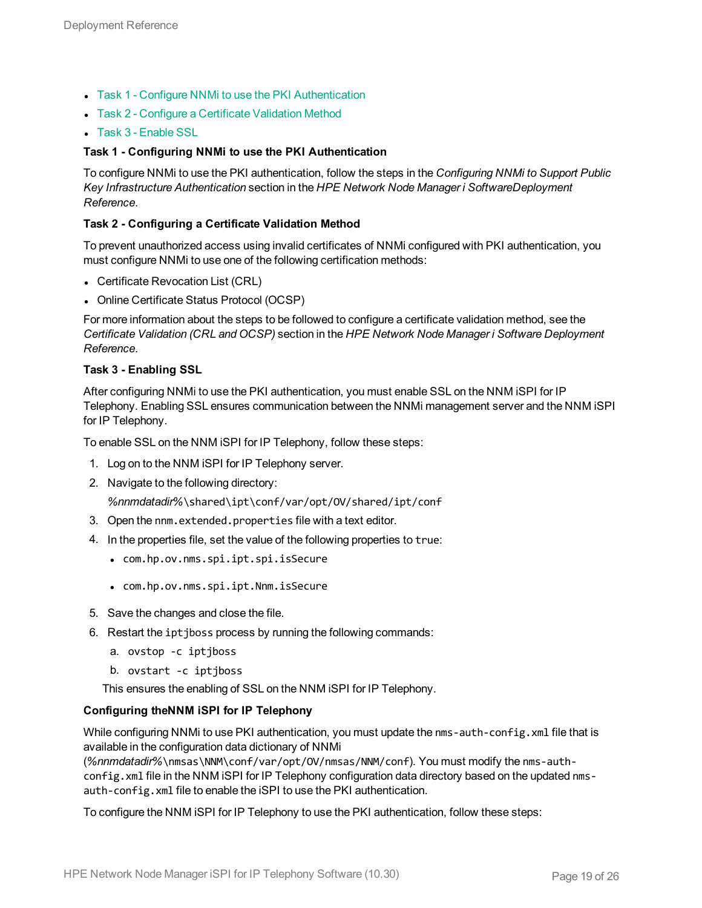- Task 1 - Configure NNMi to use the PKI Authentication
- Task 2 - Configure a Certificate Validation Method
- Task 3 - Enable SSL

**Task 1 - Configuring NNMi to use the PKI Authentication**

To configure NNMi to use the PKI authentication, follow the steps in the *Configuring NNMi to Support Public Key Infrastructure Authentication* section in the *HPE Network Node Manager i SoftwareDeployment Reference*.

**Task 2 - Configuring a Certificate Validation Method**

To prevent unauthorized access using invalid certificates of NNMi configured with PKI authentication, you must configure NNMi to use one of the following certification methods:

- Certificate Revocation List (CRL)
- Online Certificate Status Protocol (OCSP)

For more information about the steps to be followed to configure a certificate validation method, see the *Certificate Validation (CRL and OCSP)* section in the *HPE Network Node Manager i Software Deployment Reference*.

**Task 3 - Enabling SSL**

After configuring NNMi to use the PKI authentication, you must enable SSL on the NNM iSPI for IP Telephony. Enabling SSL ensures communication between the NNMi management server and the NNM iSPI for IP Telephony.

To enable SSL on the NNM iSPI for IP Telephony, follow these steps:

1. Log on to the NNM iSPI for IP Telephony server.
2. Navigate to the following directory:

   *%nnmdatadir%*`\shared\ipt\conf/var/opt/OV/shared/ipt/conf`
3. Open the `nnm.extended.properties` file with a text editor.
4. In the properties file, set the value of the following properties to `true`:
   - `com.hp.ov.nms.spi.ipt.spi.isSecure`
   - `com.hp.ov.nms.spi.ipt.Nnm.isSecure`
5. Save the changes and close the file.
6. Restart the `iptjboss` process by running the following commands:
   a. `ovstop -c iptjboss`
   b. `ovstart -c iptjboss`

   This ensures the enabling of SSL on the NNM iSPI for IP Telephony.

**Configuring theNNM iSPI for IP Telephony**

While configuring NNMi to use PKI authentication, you must update the `nms-auth-config.xml` file that is available in the configuration data dictionary of NNMi (*%nnmdatadir%*`\nmsas\NNM\conf/var/opt/OV/nmsas/NNM/conf`). You must modify the `nms-auth-config.xml` file in the NNM iSPI for IP Telephony configuration data directory based on the updated `nms-auth-config.xml` file to enable the iSPI to use the PKI authentication.

To configure the NNM iSPI for IP Telephony to use the PKI authentication, follow these steps: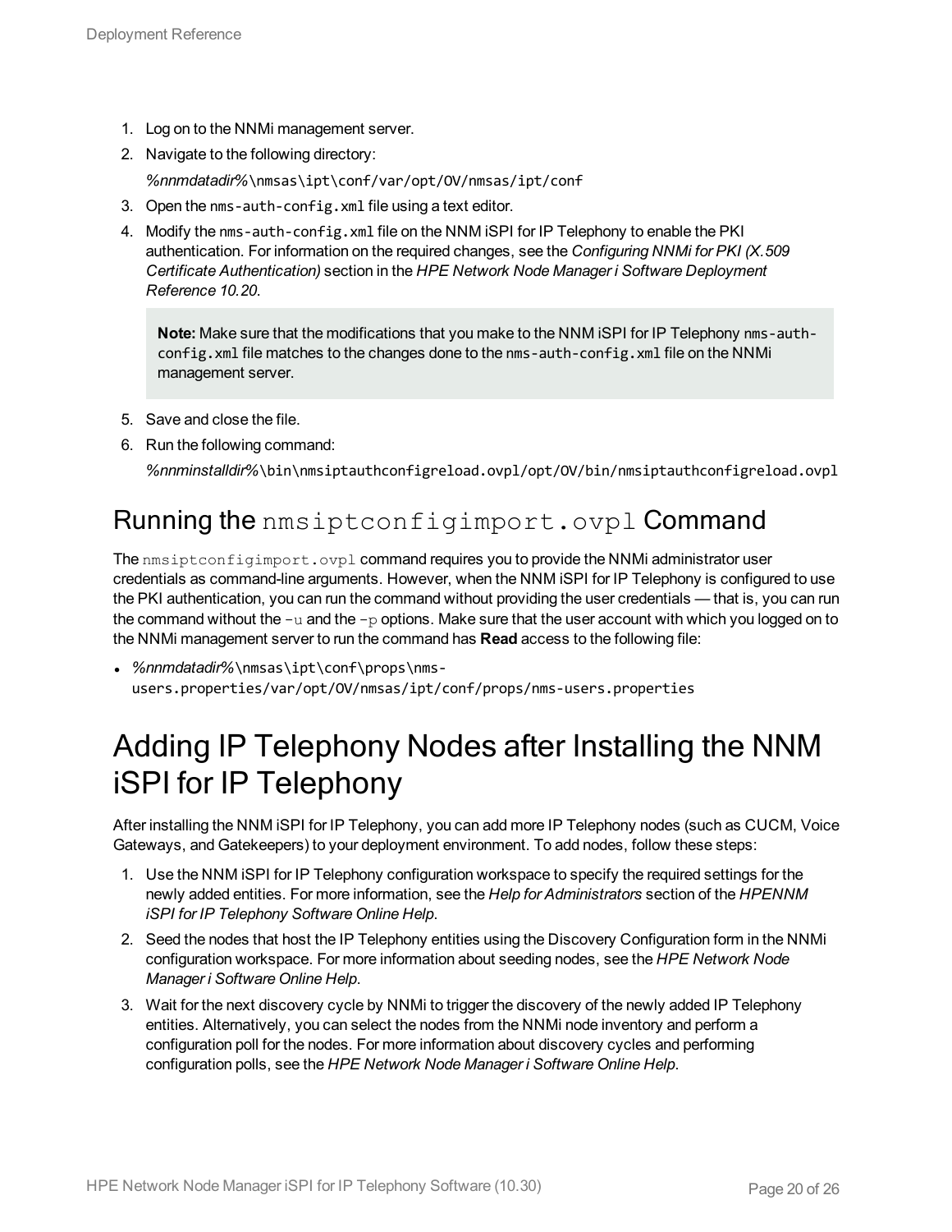1. Log on to the NNMi management server.
2. Navigate to the following directory:

   *%nnmdatadir%*`\nmsas\ipt\conf/var/opt/OV/nmsas/ipt/conf`
3. Open the `nms-auth-config.xml` file using a text editor.
4. Modify the `nms-auth-config.xml` file on the NNM iSPI for IP Telephony to enable the PKI authentication. For information on the required changes, see the *Configuring NNMi for PKI (X.509 Certificate Authentication)* section in the *HPE Network Node Manager i Software Deployment Reference 10.20*.

   > **Note:** Make sure that the modifications that you make to the NNM iSPI for IP Telephony `nms-auth-config.xml` file matches to the changes done to the `nms-auth-config.xml` file on the NNMi management server.

5. Save and close the file.
6. Run the following command:

   *%nnminstalldir%*`\bin\nmsiptauthconfigreload.ovpl/opt/OV/bin/nmsiptauthconfigreload.ovpl`

## Running the `nmsiptconfigimport.ovpl` Command

The `nmsiptconfigimport.ovpl` command requires you to provide the NNMi administrator user credentials as command-line arguments. However, when the NNM iSPI for IP Telephony is configured to use the PKI authentication, you can run the command without providing the user credentials — that is, you can run the command without the `-u` and the `-p` options. Make sure that the user account with which you logged on to the NNMi management server to run the command has **Read** access to the following file:

- *%nnmdatadir%*`\nmsas\ipt\conf\props\nms-users.properties/var/opt/OV/nmsas/ipt/conf/props/nms-users.properties`

# Adding IP Telephony Nodes after Installing the NNM iSPI for IP Telephony

After installing the NNM iSPI for IP Telephony, you can add more IP Telephony nodes (such as CUCM, Voice Gateways, and Gatekeepers) to your deployment environment. To add nodes, follow these steps:

1. Use the NNM iSPI for IP Telephony configuration workspace to specify the required settings for the newly added entities. For more information, see the *Help for Administrators* section of the *HPENNM iSPI for IP Telephony Software Online Help*.
2. Seed the nodes that host the IP Telephony entities using the Discovery Configuration form in the NNMi configuration workspace. For more information about seeding nodes, see the *HPE Network Node Manager i Software Online Help*.
3. Wait for the next discovery cycle by NNMi to trigger the discovery of the newly added IP Telephony entities. Alternatively, you can select the nodes from the NNMi node inventory and perform a configuration poll for the nodes. For more information about discovery cycles and performing configuration polls, see the *HPE Network Node Manager i Software Online Help*.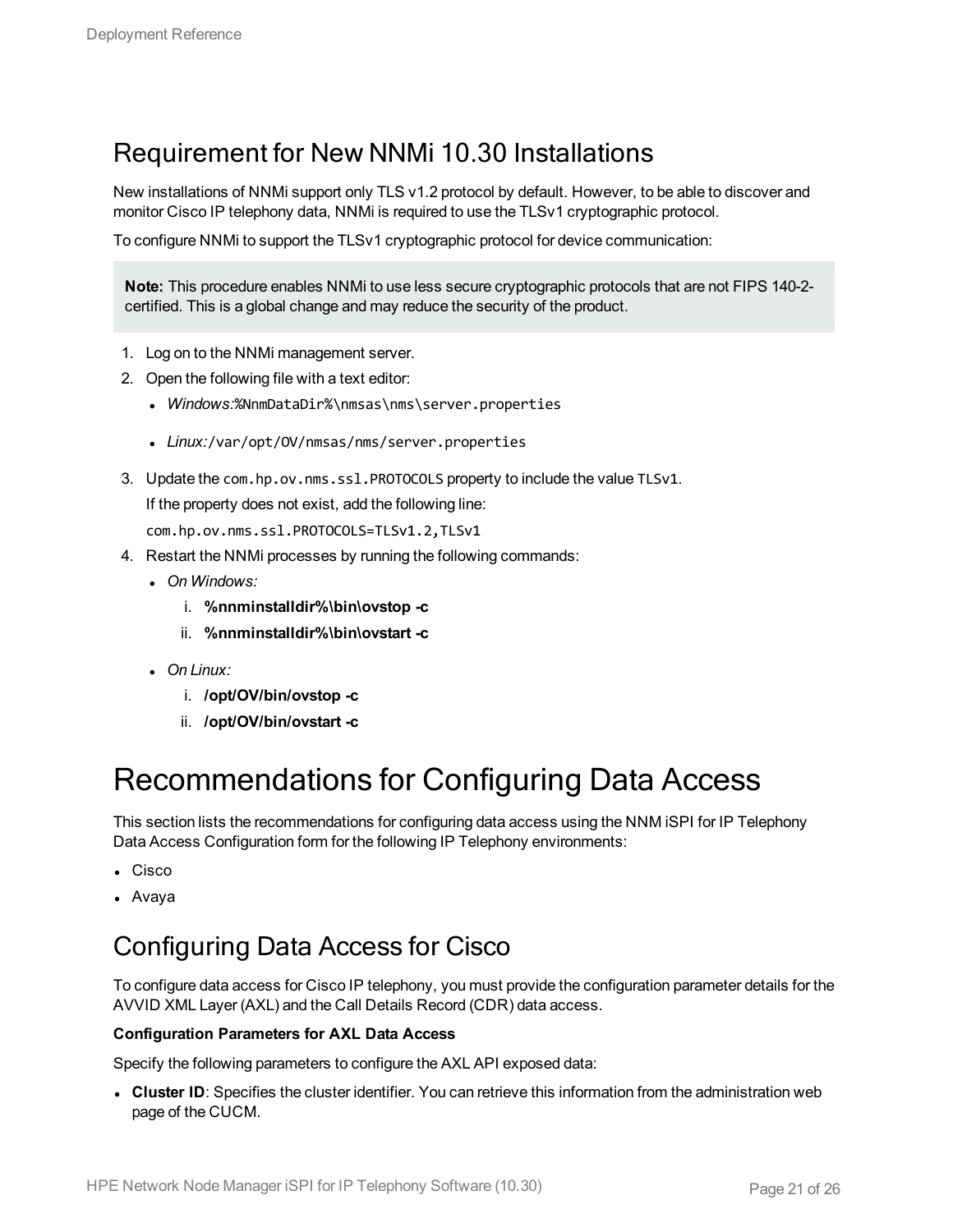## Requirement for New NNMi 10.30 Installations

New installations of NNMi support only TLS v1.2 protocol by default. However, to be able to discover and monitor Cisco IP telephony data, NNMi is required to use the TLSv1 cryptographic protocol.

To configure NNMi to support the TLSv1 cryptographic protocol for device communication:

> **Note:** This procedure enables NNMi to use less secure cryptographic protocols that are not FIPS 140-2-certified. This is a global change and may reduce the security of the product.

1. Log on to the NNMi management server.
2. Open the following file with a text editor:
   - *Windows:* `%NnmDataDir%\nmsas\nms\server.properties`
   - *Linux:* `/var/opt/OV/nmsas/nms/server.properties`
3. Update the `com.hp.ov.nms.ssl.PROTOCOLS` property to include the value `TLSv1`.

   If the property does not exist, add the following line:

   `com.hp.ov.nms.ssl.PROTOCOLS=TLSv1.2,TLSv1`
4. Restart the NNMi processes by running the following commands:
   - *On Windows:*
     1. **%nnminstalldir%\bin\ovstop -c**
     2. **%nnminstalldir%\bin\ovstart -c**
   - *On Linux:*
     1. **/opt/OV/bin/ovstop -c**
     2. **/opt/OV/bin/ovstart -c**

# Recommendations for Configuring Data Access

This section lists the recommendations for configuring data access using the NNM iSPI for IP Telephony Data Access Configuration form for the following IP Telephony environments:

- Cisco
- Avaya

## Configuring Data Access for Cisco

To configure data access for Cisco IP telephony, you must provide the configuration parameter details for the AVVID XML Layer (AXL) and the Call Details Record (CDR) data access.

**Configuration Parameters for AXL Data Access**

Specify the following parameters to configure the AXL API exposed data:

- **Cluster ID**: Specifies the cluster identifier. You can retrieve this information from the administration web page of the CUCM.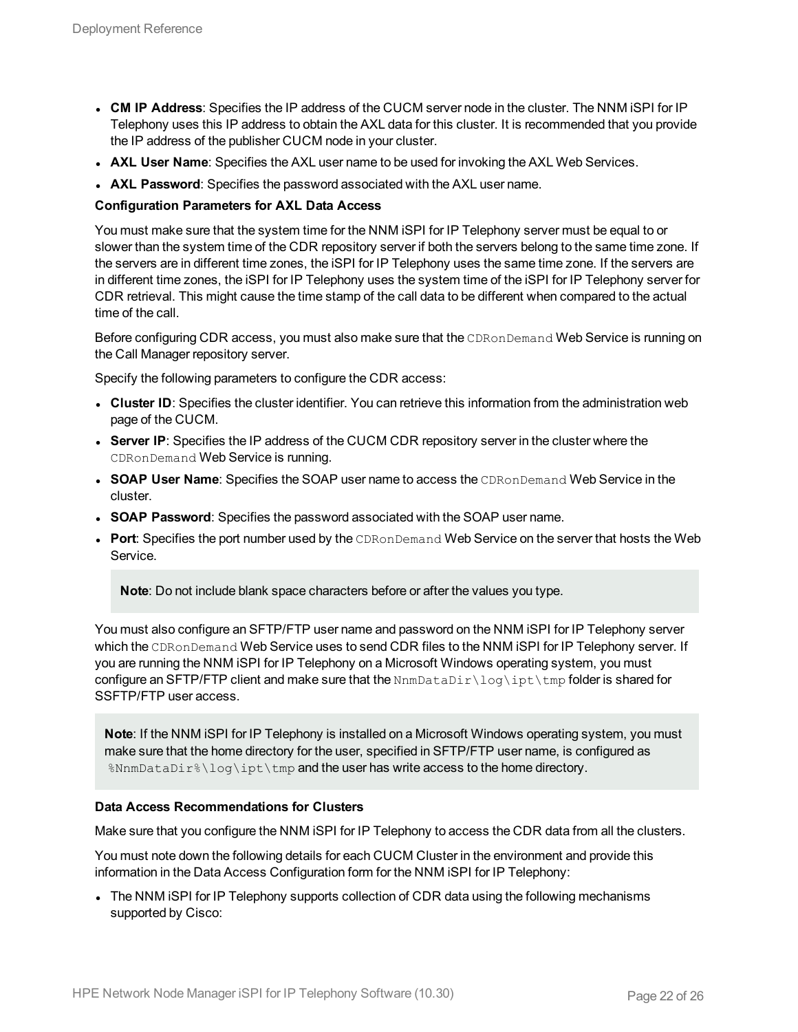- **CM IP Address**: Specifies the IP address of the CUCM server node in the cluster. The NNM iSPI for IP Telephony uses this IP address to obtain the AXL data for this cluster. It is recommended that you provide the IP address of the publisher CUCM node in your cluster.
- **AXL User Name**: Specifies the AXL user name to be used for invoking the AXL Web Services.
- **AXL Password**: Specifies the password associated with the AXL user name.

**Configuration Parameters for AXL Data Access**

You must make sure that the system time for the NNM iSPI for IP Telephony server must be equal to or slower than the system time of the CDR repository server if both the servers belong to the same time zone. If the servers are in different time zones, the iSPI for IP Telephony uses the same time zone. If the servers are in different time zones, the iSPI for IP Telephony uses the system time of the iSPI for IP Telephony server for CDR retrieval. This might cause the time stamp of the call data to be different when compared to the actual time of the call.

Before configuring CDR access, you must also make sure that the `CDRonDemand` Web Service is running on the Call Manager repository server.

Specify the following parameters to configure the CDR access:

- **Cluster ID**: Specifies the cluster identifier. You can retrieve this information from the administration web page of the CUCM.
- **Server IP**: Specifies the IP address of the CUCM CDR repository server in the cluster where the `CDRonDemand` Web Service is running.
- **SOAP User Name**: Specifies the SOAP user name to access the `CDRonDemand` Web Service in the cluster.
- **SOAP Password**: Specifies the password associated with the SOAP user name.
- **Port**: Specifies the port number used by the `CDRonDemand` Web Service on the server that hosts the Web Service.

> **Note**: Do not include blank space characters before or after the values you type.

You must also configure an SFTP/FTP user name and password on the NNM iSPI for IP Telephony server which the `CDRonDemand` Web Service uses to send CDR files to the NNM iSPI for IP Telephony server. If you are running the NNM iSPI for IP Telephony on a Microsoft Windows operating system, you must configure an SFTP/FTP client and make sure that the `NnmDataDir\log\ipt\tmp` folder is shared for SSFTP/FTP user access.

> **Note**: If the NNM iSPI for IP Telephony is installed on a Microsoft Windows operating system, you must make sure that the home directory for the user, specified in SFTP/FTP user name, is configured as `%NnmDataDir%\log\ipt\tmp` and the user has write access to the home directory.

**Data Access Recommendations for Clusters**

Make sure that you configure the NNM iSPI for IP Telephony to access the CDR data from all the clusters.

You must note down the following details for each CUCM Cluster in the environment and provide this information in the Data Access Configuration form for the NNM iSPI for IP Telephony:

- The NNM iSPI for IP Telephony supports collection of CDR data using the following mechanisms supported by Cisco: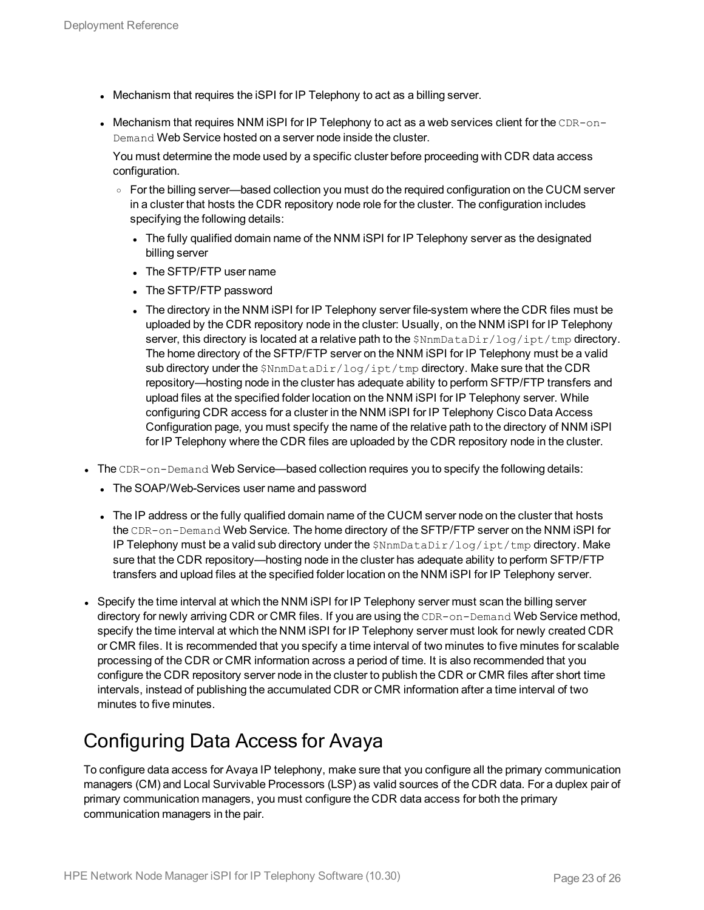- Mechanism that requires the iSPI for IP Telephony to act as a billing server.
- Mechanism that requires NNM iSPI for IP Telephony to act as a web services client for the `CDR-on-Demand` Web Service hosted on a server node inside the cluster.

  You must determine the mode used by a specific cluster before proceeding with CDR data access configuration.

  - For the billing server—based collection you must do the required configuration on the CUCM server in a cluster that hosts the CDR repository node role for the cluster. The configuration includes specifying the following details:
    - The fully qualified domain name of the NNM iSPI for IP Telephony server as the designated billing server
    - The SFTP/FTP user name
    - The SFTP/FTP password
    - The directory in the NNM iSPI for IP Telephony server file-system where the CDR files must be uploaded by the CDR repository node in the cluster: Usually, on the NNM iSPI for IP Telephony server, this directory is located at a relative path to the `$NnmDataDir/log/ipt/tmp` directory. The home directory of the SFTP/FTP server on the NNM iSPI for IP Telephony must be a valid sub directory under the `$NnmDataDir/log/ipt/tmp` directory. Make sure that the CDR repository—hosting node in the cluster has adequate ability to perform SFTP/FTP transfers and upload files at the specified folder location on the NNM iSPI for IP Telephony server. While configuring CDR access for a cluster in the NNM iSPI for IP Telephony Cisco Data Access Configuration page, you must specify the name of the relative path to the directory of NNM iSPI for IP Telephony where the CDR files are uploaded by the CDR repository node in the cluster.
- The `CDR-on-Demand` Web Service—based collection requires you to specify the following details:
  - The SOAP/Web-Services user name and password
  - The IP address or the fully qualified domain name of the CUCM server node on the cluster that hosts the `CDR-on-Demand` Web Service. The home directory of the SFTP/FTP server on the NNM iSPI for IP Telephony must be a valid sub directory under the `$NnmDataDir/log/ipt/tmp` directory. Make sure that the CDR repository—hosting node in the cluster has adequate ability to perform SFTP/FTP transfers and upload files at the specified folder location on the NNM iSPI for IP Telephony server.
- Specify the time interval at which the NNM iSPI for IP Telephony server must scan the billing server directory for newly arriving CDR or CMR files. If you are using the `CDR-on-Demand` Web Service method, specify the time interval at which the NNM iSPI for IP Telephony server must look for newly created CDR or CMR files. It is recommended that you specify a time interval of two minutes to five minutes for scalable processing of the CDR or CMR information across a period of time. It is also recommended that you configure the CDR repository server node in the cluster to publish the CDR or CMR files after short time intervals, instead of publishing the accumulated CDR or CMR information after a time interval of two minutes to five minutes.

## Configuring Data Access for Avaya

To configure data access for Avaya IP telephony, make sure that you configure all the primary communication managers (CM) and Local Survivable Processors (LSP) as valid sources of the CDR data. For a duplex pair of primary communication managers, you must configure the CDR data access for both the primary communication managers in the pair.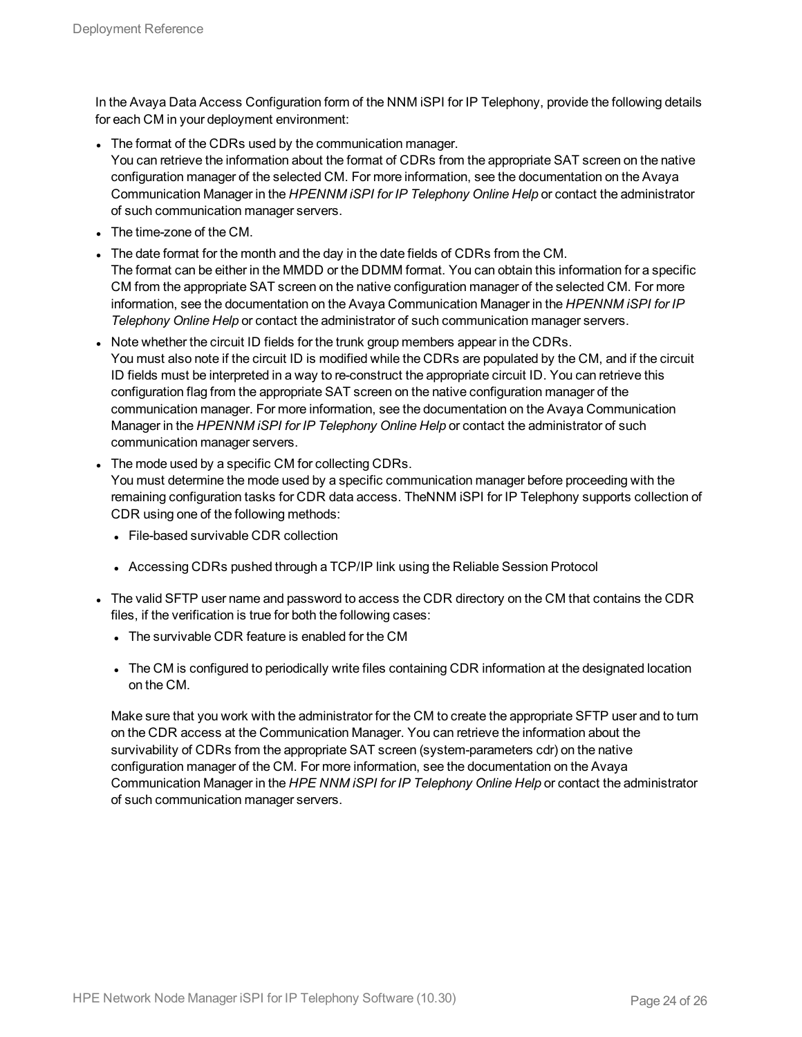In the Avaya Data Access Configuration form of the NNM iSPI for IP Telephony, provide the following details for each CM in your deployment environment:

- The format of the CDRs used by the communication manager.
  You can retrieve the information about the format of CDRs from the appropriate SAT screen on the native configuration manager of the selected CM. For more information, see the documentation on the Avaya Communication Manager in the *HPENNM iSPI for IP Telephony Online Help* or contact the administrator of such communication manager servers.
- The time-zone of the CM.
- The date format for the month and the day in the date fields of CDRs from the CM.
  The format can be either in the MMDD or the DDMM format. You can obtain this information for a specific CM from the appropriate SAT screen on the native configuration manager of the selected CM. For more information, see the documentation on the Avaya Communication Manager in the *HPENNM iSPI for IP Telephony Online Help* or contact the administrator of such communication manager servers.
- Note whether the circuit ID fields for the trunk group members appear in the CDRs.
  You must also note if the circuit ID is modified while the CDRs are populated by the CM, and if the circuit ID fields must be interpreted in a way to re-construct the appropriate circuit ID. You can retrieve this configuration flag from the appropriate SAT screen on the native configuration manager of the communication manager. For more information, see the documentation on the Avaya Communication Manager in the *HPENNM iSPI for IP Telephony Online Help* or contact the administrator of such communication manager servers.
- The mode used by a specific CM for collecting CDRs.
  You must determine the mode used by a specific communication manager before proceeding with the remaining configuration tasks for CDR data access. TheNNM iSPI for IP Telephony supports collection of CDR using one of the following methods:
  - File-based survivable CDR collection
  - Accessing CDRs pushed through a TCP/IP link using the Reliable Session Protocol
- The valid SFTP user name and password to access the CDR directory on the CM that contains the CDR files, if the verification is true for both the following cases:
  - The survivable CDR feature is enabled for the CM
  - The CM is configured to periodically write files containing CDR information at the designated location on the CM.

  Make sure that you work with the administrator for the CM to create the appropriate SFTP user and to turn on the CDR access at the Communication Manager. You can retrieve the information about the survivability of CDRs from the appropriate SAT screen (system-parameters cdr) on the native configuration manager of the CM. For more information, see the documentation on the Avaya Communication Manager in the *HPE NNM iSPI for IP Telephony Online Help* or contact the administrator of such communication manager servers.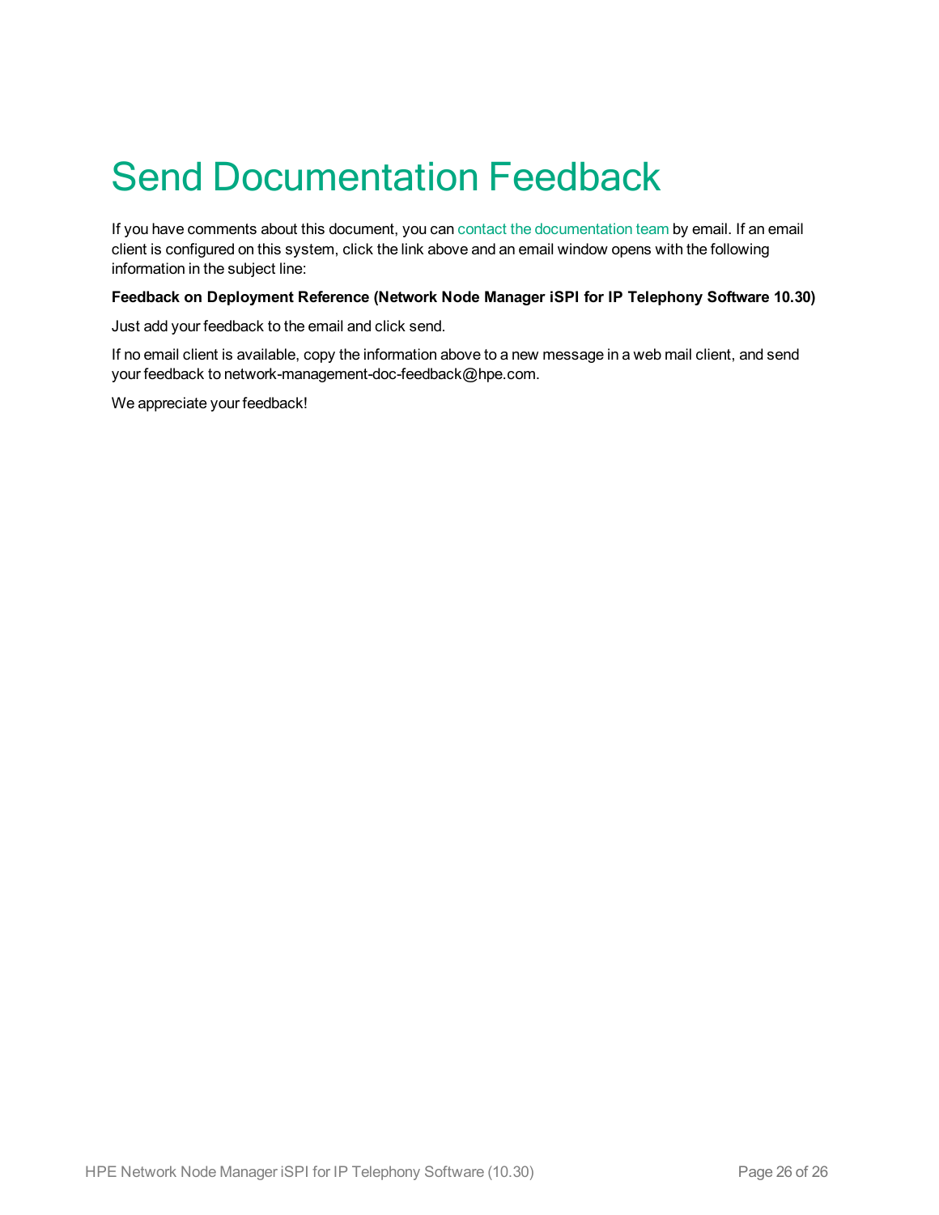# Send Documentation Feedback

If you have comments about this document, you can contact the documentation team by email. If an email client is configured on this system, click the link above and an email window opens with the following information in the subject line:

**Feedback on Deployment Reference (Network Node Manager iSPI for IP Telephony Software 10.30)**

Just add your feedback to the email and click send.

If no email client is available, copy the information above to a new message in a web mail client, and send your feedback to network-management-doc-feedback@hpe.com.

We appreciate your feedback!